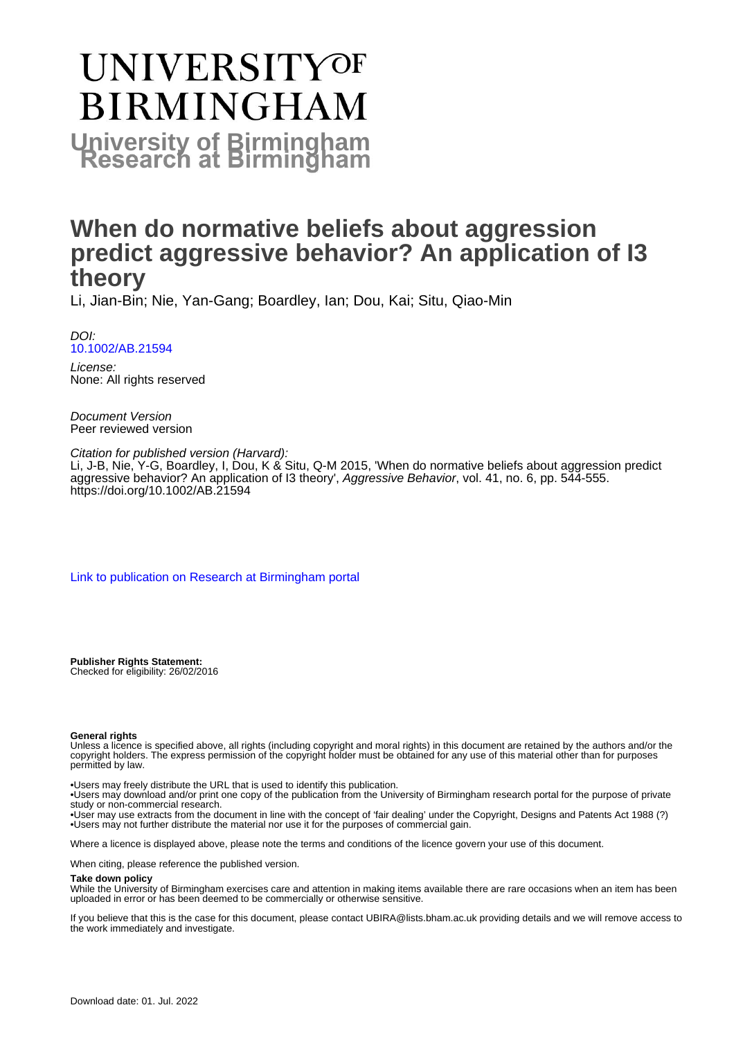# UNIVERSITY OF BIRMINGHAM

**University of Birmingham Research at Birmingham**

# When do normative beliefs about aggression predict aggressive behavior? An application of I3 theory

Li, Jian-Bin; Nie, Yan-Gang; Boardley, Ian; Dou, Kai; Situ, Qiao-Min

*DOI:*
[10.1002/AB.21594](https://doi.org/10.1002/AB.21594)

*License:*
None: All rights reserved

*Document Version*
Peer reviewed version

*Citation for published version (Harvard):*
Li, J-B, Nie, Y-G, Boardley, I, Dou, K & Situ, Q-M 2015, 'When do normative beliefs about aggression predict aggressive behavior? An application of I3 theory', *Aggressive Behavior*, vol. 41, no. 6, pp. 544-555. https://doi.org/10.1002/AB.21594

[Link to publication on Research at Birmingham portal](#)

**Publisher Rights Statement:**
Checked for eligibility: 26/02/2016

**General rights**

Unless a licence is specified above, all rights (including copyright and moral rights) in this document are retained by the authors and/or the copyright holders. The express permission of the copyright holder must be obtained for any use of this material other than for purposes permitted by law.

•Users may freely distribute the URL that is used to identify this publication.
•Users may download and/or print one copy of the publication from the University of Birmingham research portal for the purpose of private study or non-commercial research.
•User may use extracts from the document in line with the concept of 'fair dealing' under the Copyright, Designs and Patents Act 1988 (?)
•Users may not further distribute the material nor use it for the purposes of commercial gain.

Where a licence is displayed above, please note the terms and conditions of the licence govern your use of this document.

When citing, please reference the published version.

**Take down policy**

While the University of Birmingham exercises care and attention in making items available there are rare occasions when an item has been uploaded in error or has been deemed to be commercially or otherwise sensitive.

If you believe that this is the case for this document, please contact UBIRA@lists.bham.ac.uk providing details and we will remove access to the work immediately and investigate.

Download date: 01. Jul. 2022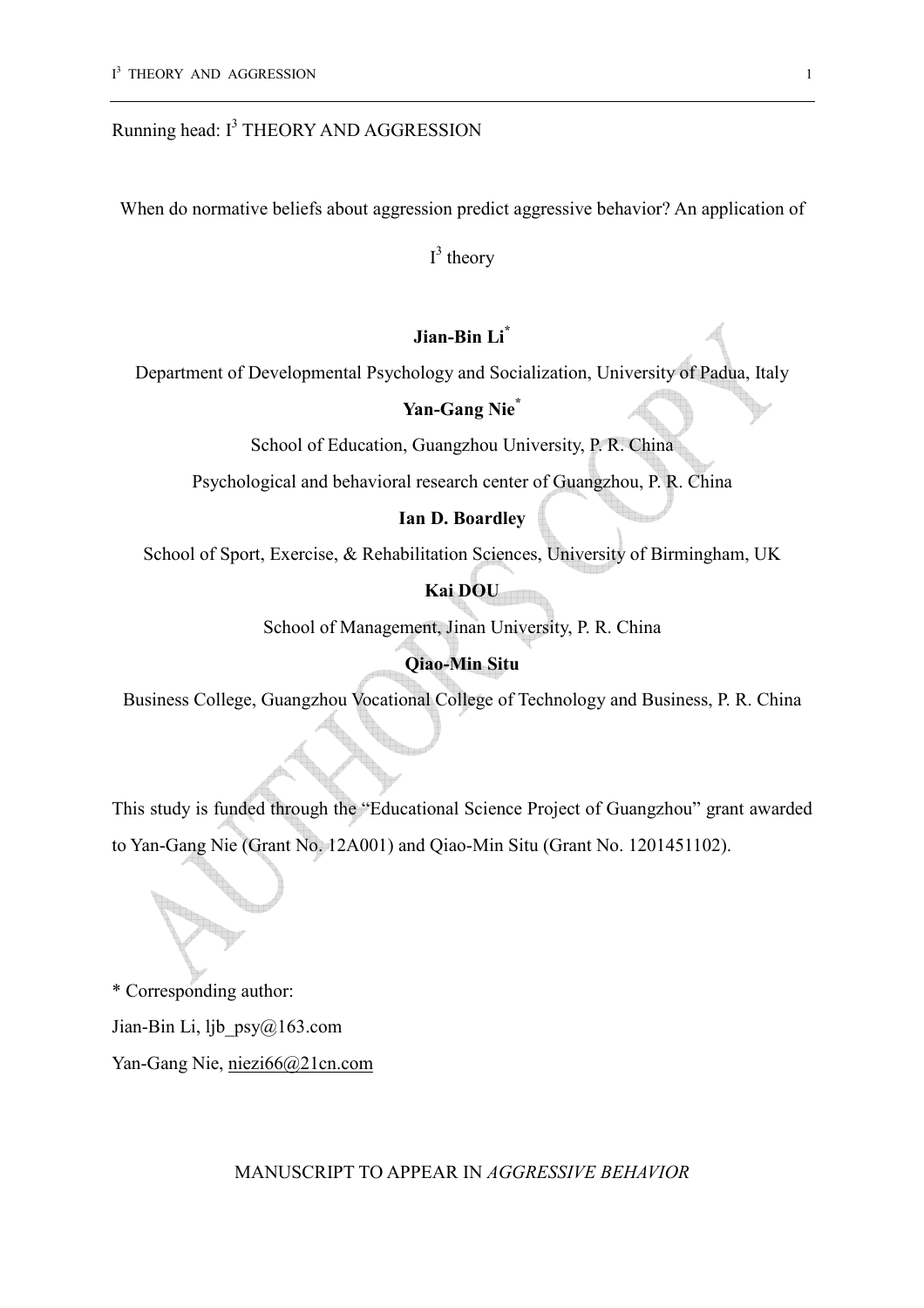Running head: $I^3$ THEORY AND AGGRESSION

When do normative beliefs about aggression predict aggressive behavior? An application of $I^3$ theory

**Jian-Bin Li***

Department of Developmental Psychology and Socialization, University of Padua, Italy

**Yan-Gang Nie***

School of Education, Guangzhou University, P. R. China

Psychological and behavioral research center of Guangzhou, P. R. China

**Ian D. Boardley**

School of Sport, Exercise, & Rehabilitation Sciences, University of Birmingham, UK

**Kai DOU**

School of Management, Jinan University, P. R. China

**Qiao-Min Situ**

Business College, Guangzhou Vocational College of Technology and Business, P. R. China

This study is funded through the "Educational Science Project of Guangzhou" grant awarded to Yan-Gang Nie (Grant No. 12A001) and Qiao-Min Situ (Grant No. 1201451102).

* Corresponding author:

Jian-Bin Li, ljb_psy@163.com

Yan-Gang Nie, niezi66@21cn.com

MANUSCRIPT TO APPEAR IN *AGGRESSIVE BEHAVIOR*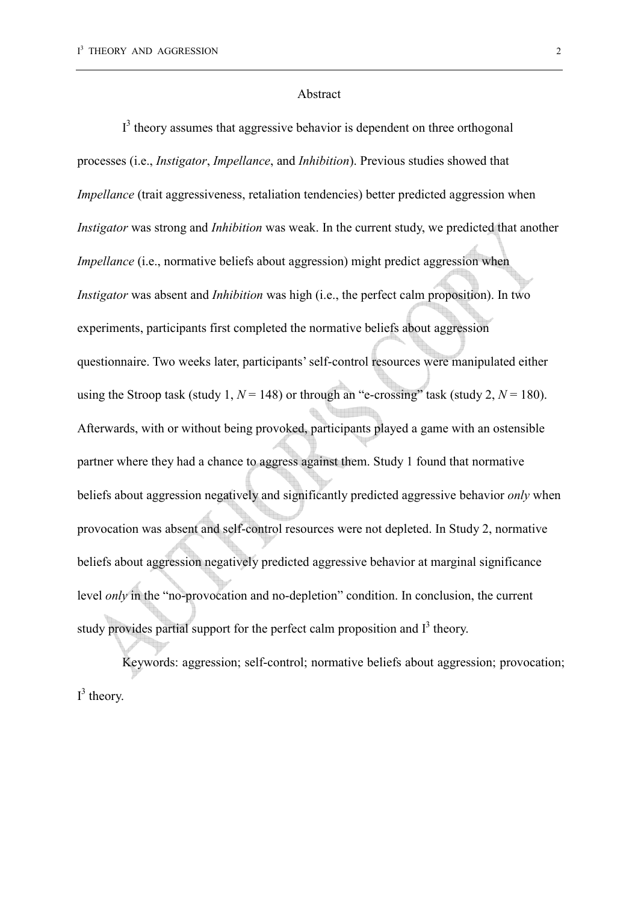## Abstract

$I^3$ theory assumes that aggressive behavior is dependent on three orthogonal processes (i.e., *Instigator*, *Impellance*, and *Inhibition*). Previous studies showed that *Impellance* (trait aggressiveness, retaliation tendencies) better predicted aggression when *Instigator* was strong and *Inhibition* was weak. In the current study, we predicted that another *Impellance* (i.e., normative beliefs about aggression) might predict aggression when *Instigator* was absent and *Inhibition* was high (i.e., the perfect calm proposition). In two experiments, participants first completed the normative beliefs about aggression questionnaire. Two weeks later, participants' self-control resources were manipulated either using the Stroop task (study 1, $N = 148$) or through an "e-crossing" task (study 2, $N = 180$). Afterwards, with or without being provoked, participants played a game with an ostensible partner where they had a chance to aggress against them. Study 1 found that normative beliefs about aggression negatively and significantly predicted aggressive behavior *only* when provocation was absent and self-control resources were not depleted. In Study 2, normative beliefs about aggression negatively predicted aggressive behavior at marginal significance level *only* in the "no-provocation and no-depletion" condition. In conclusion, the current study provides partial support for the perfect calm proposition and $I^3$ theory.

Keywords: aggression; self-control; normative beliefs about aggression; provocation; $I^3$ theory.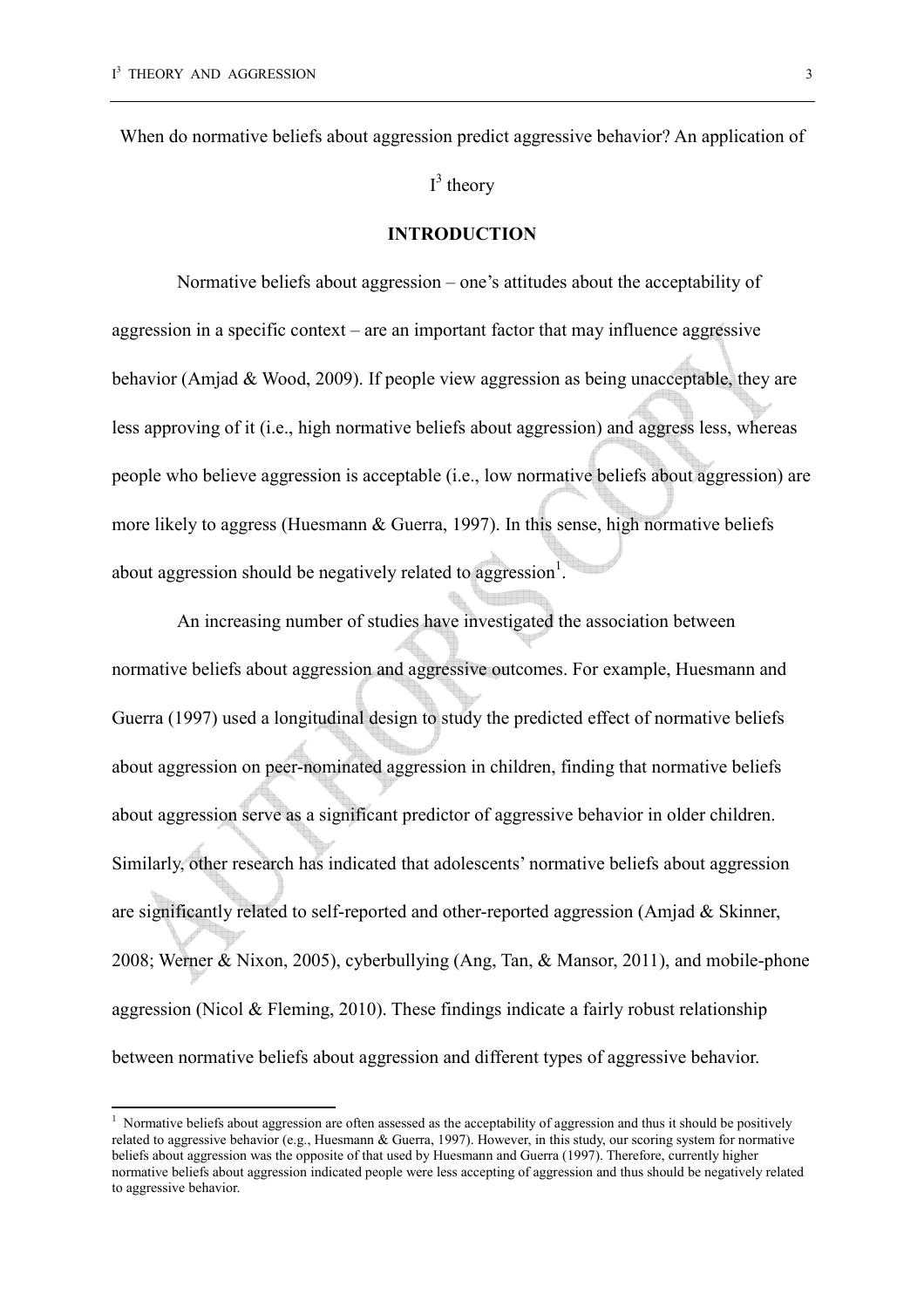When do normative beliefs about aggression predict aggressive behavior? An application of $I^3$ theory

## INTRODUCTION

Normative beliefs about aggression – one's attitudes about the acceptability of aggression in a specific context – are an important factor that may influence aggressive behavior (Amjad & Wood, 2009). If people view aggression as being unacceptable, they are less approving of it (i.e., high normative beliefs about aggression) and aggress less, whereas people who believe aggression is acceptable (i.e., low normative beliefs about aggression) are more likely to aggress (Huesmann & Guerra, 1997). In this sense, high normative beliefs about aggression should be negatively related to aggression[1].

An increasing number of studies have investigated the association between normative beliefs about aggression and aggressive outcomes. For example, Huesmann and Guerra (1997) used a longitudinal design to study the predicted effect of normative beliefs about aggression on peer-nominated aggression in children, finding that normative beliefs about aggression serve as a significant predictor of aggressive behavior in older children. Similarly, other research has indicated that adolescents' normative beliefs about aggression are significantly related to self-reported and other-reported aggression (Amjad & Skinner, 2008; Werner & Nixon, 2005), cyberbullying (Ang, Tan, & Mansor, 2011), and mobile-phone aggression (Nicol & Fleming, 2010). These findings indicate a fairly robust relationship between normative beliefs about aggression and different types of aggressive behavior.

---

[1] Normative beliefs about aggression are often assessed as the acceptability of aggression and thus it should be positively related to aggressive behavior (e.g., Huesmann & Guerra, 1997). However, in this study, our scoring system for normative beliefs about aggression was the opposite of that used by Huesmann and Guerra (1997). Therefore, currently higher normative beliefs about aggression indicated people were less accepting of aggression and thus should be negatively related to aggressive behavior.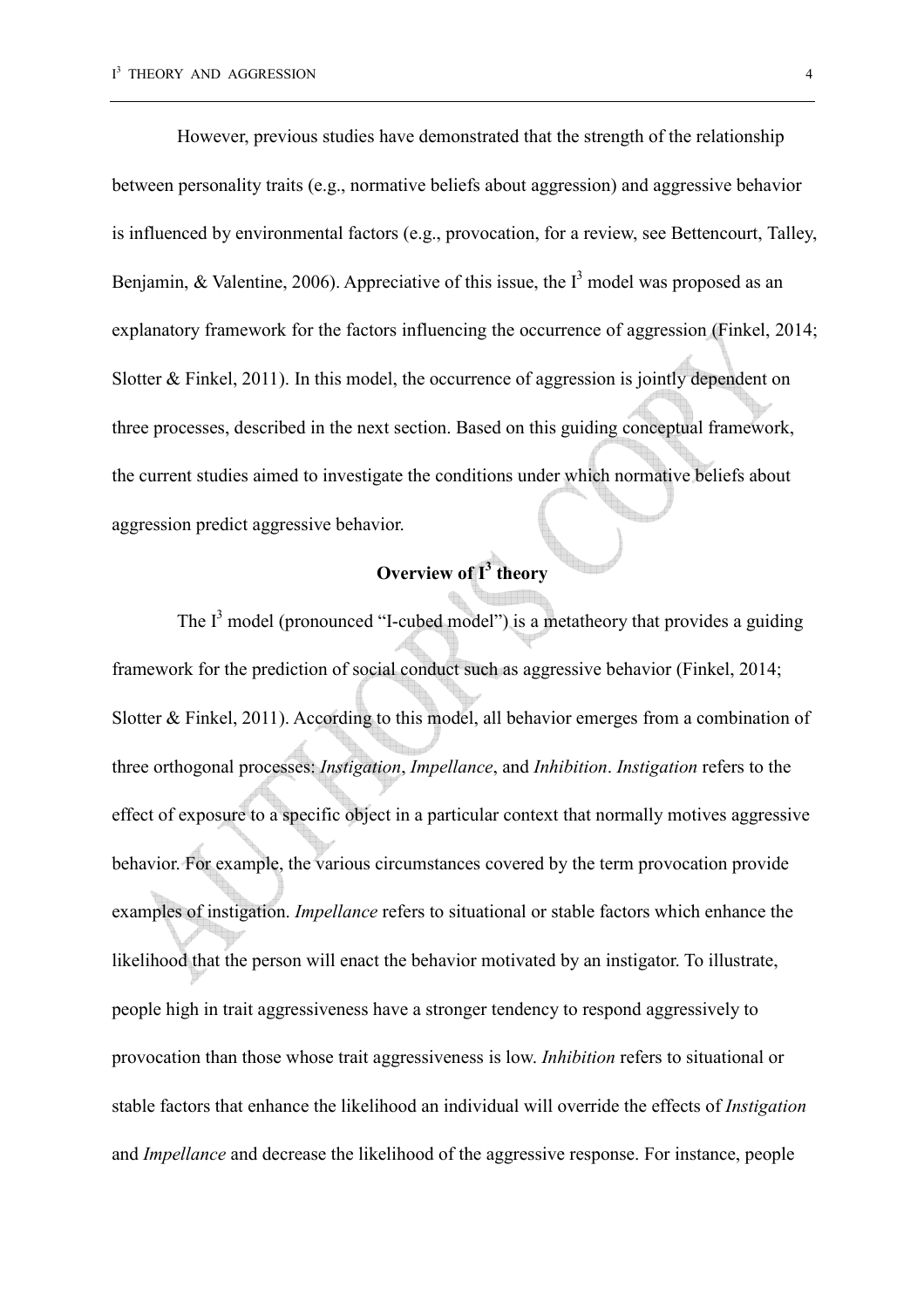However, previous studies have demonstrated that the strength of the relationship between personality traits (e.g., normative beliefs about aggression) and aggressive behavior is influenced by environmental factors (e.g., provocation, for a review, see Bettencourt, Talley, Benjamin, & Valentine, 2006). Appreciative of this issue, the $I^3$ model was proposed as an explanatory framework for the factors influencing the occurrence of aggression (Finkel, 2014; Slotter & Finkel, 2011). In this model, the occurrence of aggression is jointly dependent on three processes, described in the next section. Based on this guiding conceptual framework, the current studies aimed to investigate the conditions under which normative beliefs about aggression predict aggressive behavior.

## Overview of $I^3$ theory

The $I^3$ model (pronounced "I-cubed model") is a metatheory that provides a guiding framework for the prediction of social conduct such as aggressive behavior (Finkel, 2014; Slotter & Finkel, 2011). According to this model, all behavior emerges from a combination of three orthogonal processes: *Instigation*, *Impellance*, and *Inhibition*. *Instigation* refers to the effect of exposure to a specific object in a particular context that normally motives aggressive behavior. For example, the various circumstances covered by the term provocation provide examples of instigation. *Impellance* refers to situational or stable factors which enhance the likelihood that the person will enact the behavior motivated by an instigator. To illustrate, people high in trait aggressiveness have a stronger tendency to respond aggressively to provocation than those whose trait aggressiveness is low. *Inhibition* refers to situational or stable factors that enhance the likelihood an individual will override the effects of *Instigation* and *Impellance* and decrease the likelihood of the aggressive response. For instance, people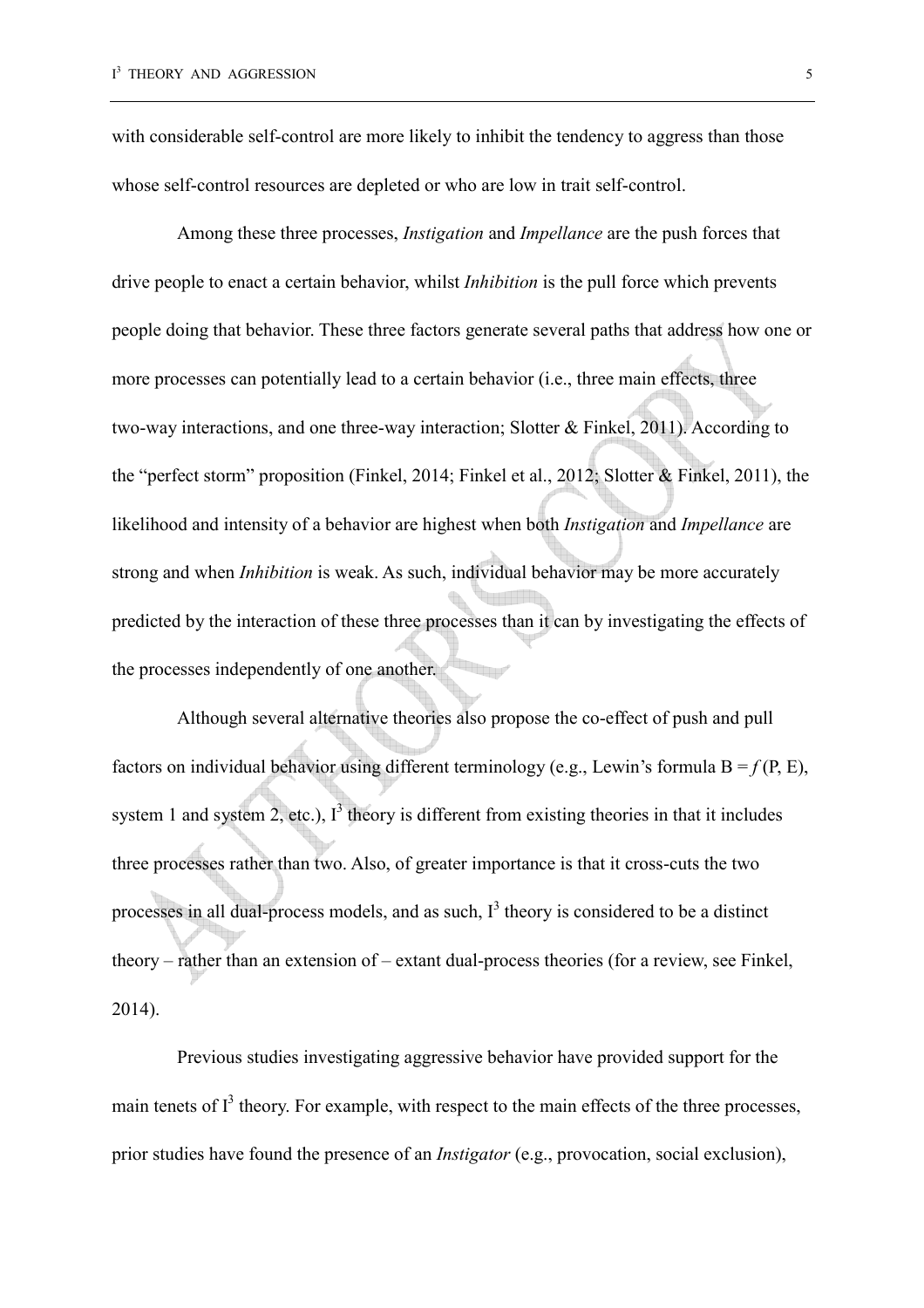with considerable self-control are more likely to inhibit the tendency to aggress than those whose self-control resources are depleted or who are low in trait self-control.

Among these three processes, *Instigation* and *Impellance* are the push forces that drive people to enact a certain behavior, whilst *Inhibition* is the pull force which prevents people doing that behavior. These three factors generate several paths that address how one or more processes can potentially lead to a certain behavior (i.e., three main effects, three two-way interactions, and one three-way interaction; Slotter & Finkel, 2011). According to the "perfect storm" proposition (Finkel, 2014; Finkel et al., 2012; Slotter & Finkel, 2011), the likelihood and intensity of a behavior are highest when both *Instigation* and *Impellance* are strong and when *Inhibition* is weak. As such, individual behavior may be more accurately predicted by the interaction of these three processes than it can by investigating the effects of the processes independently of one another.

Although several alternative theories also propose the co-effect of push and pull factors on individual behavior using different terminology (e.g., Lewin's formula $B = f(P, E)$, system 1 and system 2, etc.), $I^3$ theory is different from existing theories in that it includes three processes rather than two. Also, of greater importance is that it cross-cuts the two processes in all dual-process models, and as such, $I^3$ theory is considered to be a distinct theory – rather than an extension of – extant dual-process theories (for a review, see Finkel, 2014).

Previous studies investigating aggressive behavior have provided support for the main tenets of $I^3$ theory. For example, with respect to the main effects of the three processes, prior studies have found the presence of an *Instigator* (e.g., provocation, social exclusion),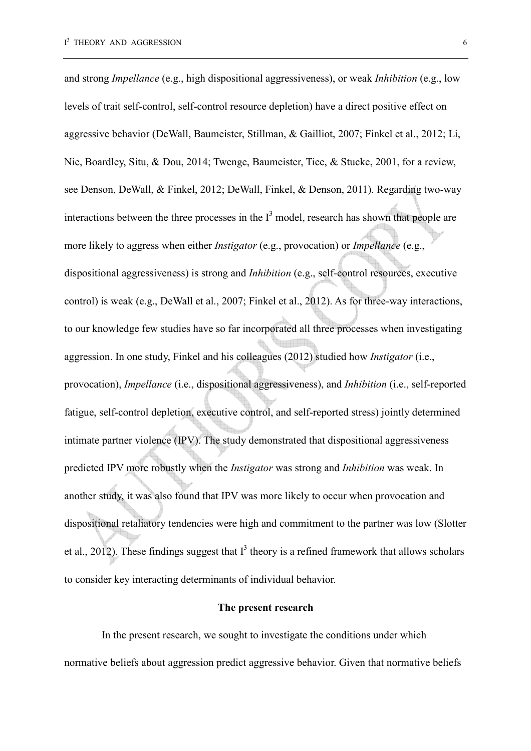and strong *Impellance* (e.g., high dispositional aggressiveness), or weak *Inhibition* (e.g., low levels of trait self-control, self-control resource depletion) have a direct positive effect on aggressive behavior (DeWall, Baumeister, Stillman, & Gailliot, 2007; Finkel et al., 2012; Li, Nie, Boardley, Situ, & Dou, 2014; Twenge, Baumeister, Tice, & Stucke, 2001, for a review, see Denson, DeWall, & Finkel, 2012; DeWall, Finkel, & Denson, 2011). Regarding two-way interactions between the three processes in the $I^3$ model, research has shown that people are more likely to aggress when either *Instigator* (e.g., provocation) or *Impellance* (e.g., dispositional aggressiveness) is strong and *Inhibition* (e.g., self-control resources, executive control) is weak (e.g., DeWall et al., 2007; Finkel et al., 2012). As for three-way interactions, to our knowledge few studies have so far incorporated all three processes when investigating aggression. In one study, Finkel and his colleagues (2012) studied how *Instigator* (i.e., provocation), *Impellance* (i.e., dispositional aggressiveness), and *Inhibition* (i.e., self-reported fatigue, self-control depletion, executive control, and self-reported stress) jointly determined intimate partner violence (IPV). The study demonstrated that dispositional aggressiveness predicted IPV more robustly when the *Instigator* was strong and *Inhibition* was weak. In another study, it was also found that IPV was more likely to occur when provocation and dispositional retaliatory tendencies were high and commitment to the partner was low (Slotter et al., 2012). These findings suggest that $I^3$ theory is a refined framework that allows scholars to consider key interacting determinants of individual behavior.

## The present research

In the present research, we sought to investigate the conditions under which normative beliefs about aggression predict aggressive behavior. Given that normative beliefs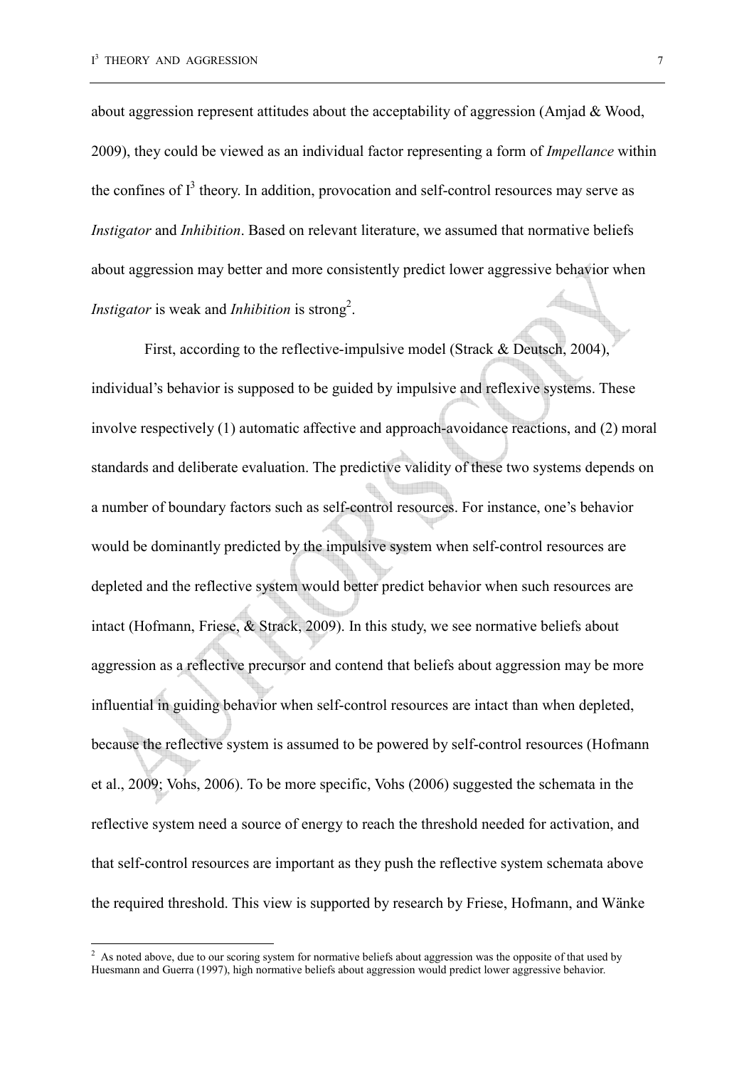about aggression represent attitudes about the acceptability of aggression (Amjad & Wood, 2009), they could be viewed as an individual factor representing a form of *Impellance* within the confines of $I^3$ theory. In addition, provocation and self-control resources may serve as *Instigator* and *Inhibition*. Based on relevant literature, we assumed that normative beliefs about aggression may better and more consistently predict lower aggressive behavior when *Instigator* is weak and *Inhibition* is strong[2].

First, according to the reflective-impulsive model (Strack & Deutsch, 2004), individual's behavior is supposed to be guided by impulsive and reflexive systems. These involve respectively (1) automatic affective and approach-avoidance reactions, and (2) moral standards and deliberate evaluation. The predictive validity of these two systems depends on a number of boundary factors such as self-control resources. For instance, one's behavior would be dominantly predicted by the impulsive system when self-control resources are depleted and the reflective system would better predict behavior when such resources are intact (Hofmann, Friese, & Strack, 2009). In this study, we see normative beliefs about aggression as a reflective precursor and contend that beliefs about aggression may be more influential in guiding behavior when self-control resources are intact than when depleted, because the reflective system is assumed to be powered by self-control resources (Hofmann et al., 2009; Vohs, 2006). To be more specific, Vohs (2006) suggested the schemata in the reflective system need a source of energy to reach the threshold needed for activation, and that self-control resources are important as they push the reflective system schemata above the required threshold. This view is supported by research by Friese, Hofmann, and Wänke

---

[2] As noted above, due to our scoring system for normative beliefs about aggression was the opposite of that used by Huesmann and Guerra (1997), high normative beliefs about aggression would predict lower aggressive behavior.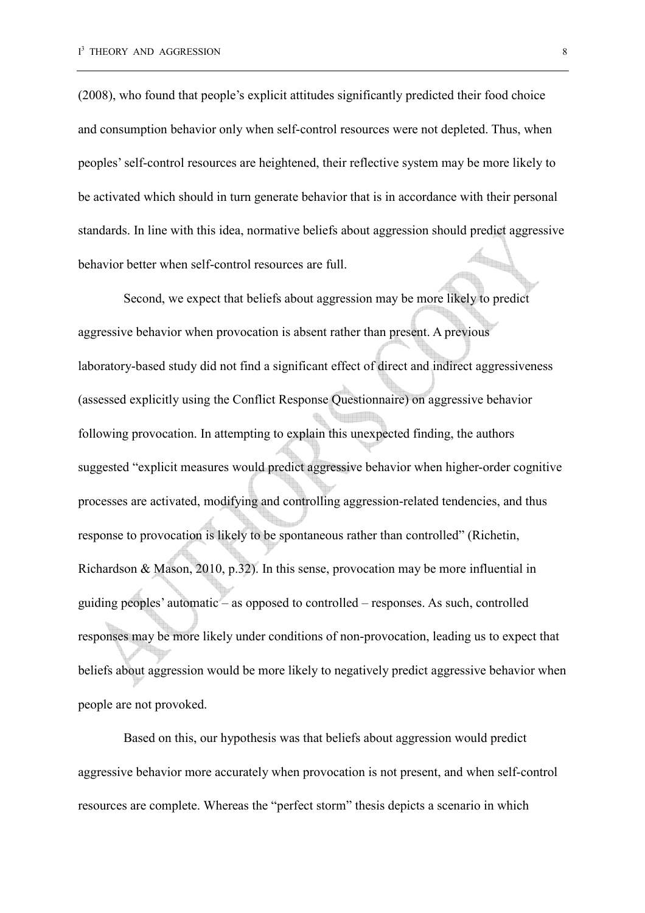(2008), who found that people's explicit attitudes significantly predicted their food choice and consumption behavior only when self-control resources were not depleted. Thus, when peoples' self-control resources are heightened, their reflective system may be more likely to be activated which should in turn generate behavior that is in accordance with their personal standards. In line with this idea, normative beliefs about aggression should predict aggressive behavior better when self-control resources are full.

Second, we expect that beliefs about aggression may be more likely to predict aggressive behavior when provocation is absent rather than present. A previous laboratory-based study did not find a significant effect of direct and indirect aggressiveness (assessed explicitly using the Conflict Response Questionnaire) on aggressive behavior following provocation. In attempting to explain this unexpected finding, the authors suggested "explicit measures would predict aggressive behavior when higher-order cognitive processes are activated, modifying and controlling aggression-related tendencies, and thus response to provocation is likely to be spontaneous rather than controlled" (Richetin, Richardson & Mason, 2010, p.32). In this sense, provocation may be more influential in guiding peoples' automatic – as opposed to controlled – responses. As such, controlled responses may be more likely under conditions of non-provocation, leading us to expect that beliefs about aggression would be more likely to negatively predict aggressive behavior when people are not provoked.

Based on this, our hypothesis was that beliefs about aggression would predict aggressive behavior more accurately when provocation is not present, and when self-control resources are complete. Whereas the "perfect storm" thesis depicts a scenario in which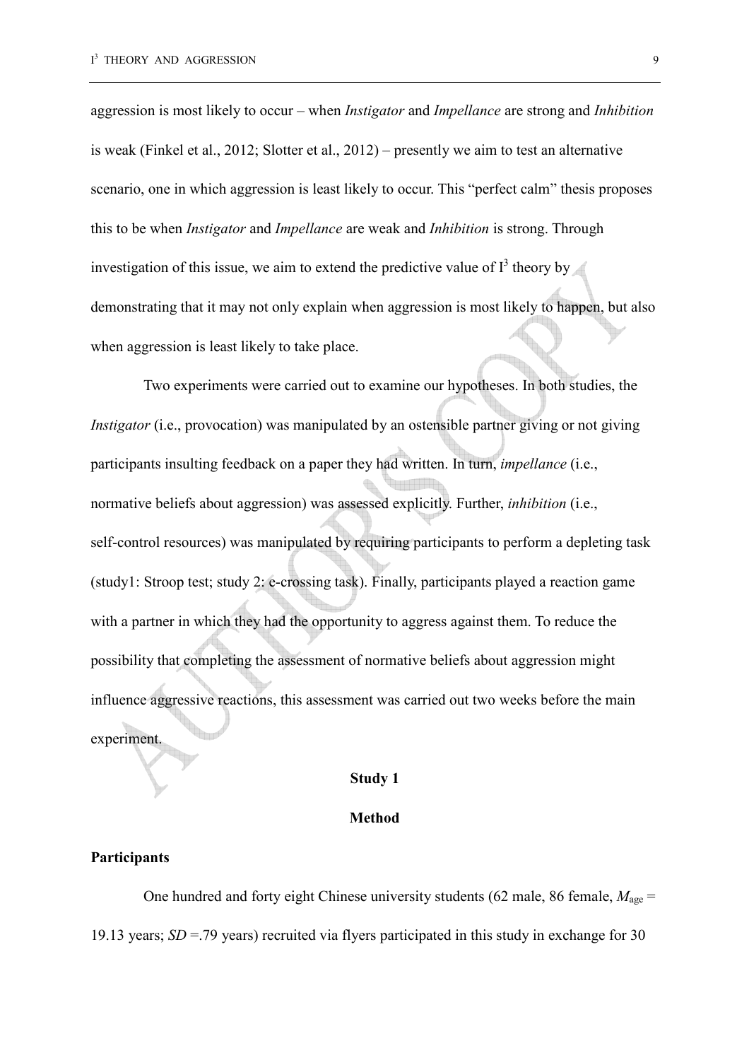aggression is most likely to occur – when *Instigator* and *Impellance* are strong and *Inhibition* is weak (Finkel et al., 2012; Slotter et al., 2012) – presently we aim to test an alternative scenario, one in which aggression is least likely to occur. This "perfect calm" thesis proposes this to be when *Instigator* and *Impellance* are weak and *Inhibition* is strong. Through investigation of this issue, we aim to extend the predictive value of $I^3$ theory by demonstrating that it may not only explain when aggression is most likely to happen, but also when aggression is least likely to take place.

Two experiments were carried out to examine our hypotheses. In both studies, the *Instigator* (i.e., provocation) was manipulated by an ostensible partner giving or not giving participants insulting feedback on a paper they had written. In turn, *impellance* (i.e., normative beliefs about aggression) was assessed explicitly. Further, *inhibition* (i.e., self-control resources) was manipulated by requiring participants to perform a depleting task (study1: Stroop test; study 2: e-crossing task). Finally, participants played a reaction game with a partner in which they had the opportunity to aggress against them. To reduce the possibility that completing the assessment of normative beliefs about aggression might influence aggressive reactions, this assessment was carried out two weeks before the main experiment.

## Study 1

### Method

#### Participants

One hundred and forty eight Chinese university students (62 male, 86 female, $M_{\text{age}}$ = 19.13 years; *SD* =.79 years) recruited via flyers participated in this study in exchange for 30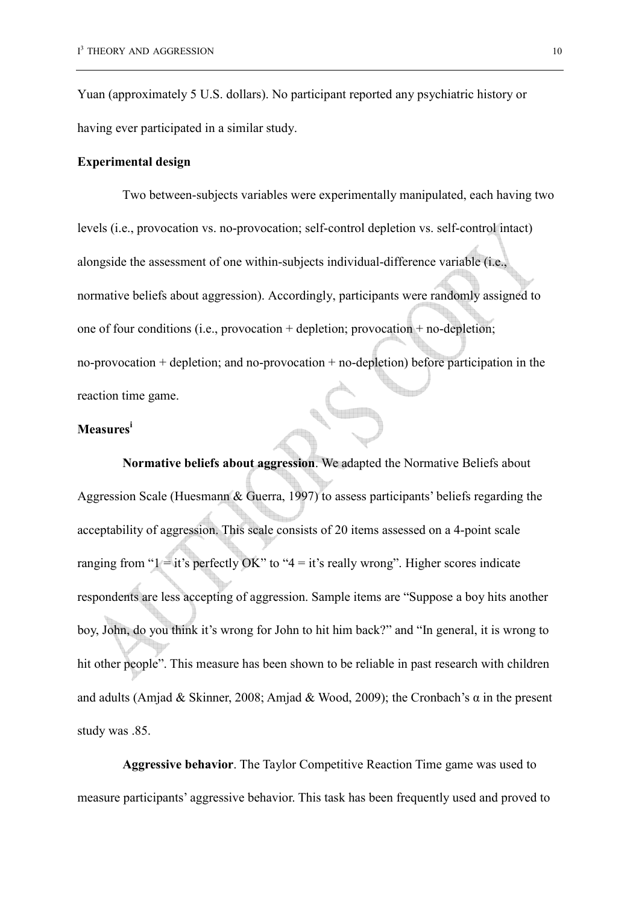Yuan (approximately 5 U.S. dollars). No participant reported any psychiatric history or having ever participated in a similar study.

**Experimental design**

Two between-subjects variables were experimentally manipulated, each having two levels (i.e., provocation vs. no-provocation; self-control depletion vs. self-control intact) alongside the assessment of one within-subjects individual-difference variable (i.e., normative beliefs about aggression). Accordingly, participants were randomly assigned to one of four conditions (i.e., provocation + depletion; provocation + no-depletion; no-provocation + depletion; and no-provocation + no-depletion) before participation in the reaction time game.

**Measures**[i]

**Normative beliefs about aggression**. We adapted the Normative Beliefs about Aggression Scale (Huesmann & Guerra, 1997) to assess participants' beliefs regarding the acceptability of aggression. This scale consists of 20 items assessed on a 4-point scale ranging from "1 = it's perfectly OK" to "4 = it's really wrong". Higher scores indicate respondents are less accepting of aggression. Sample items are "Suppose a boy hits another boy, John, do you think it's wrong for John to hit him back?" and "In general, it is wrong to hit other people". This measure has been shown to be reliable in past research with children and adults (Amjad & Skinner, 2008; Amjad & Wood, 2009); the Cronbach's $\alpha$ in the present study was .85.

**Aggressive behavior**. The Taylor Competitive Reaction Time game was used to measure participants' aggressive behavior. This task has been frequently used and proved to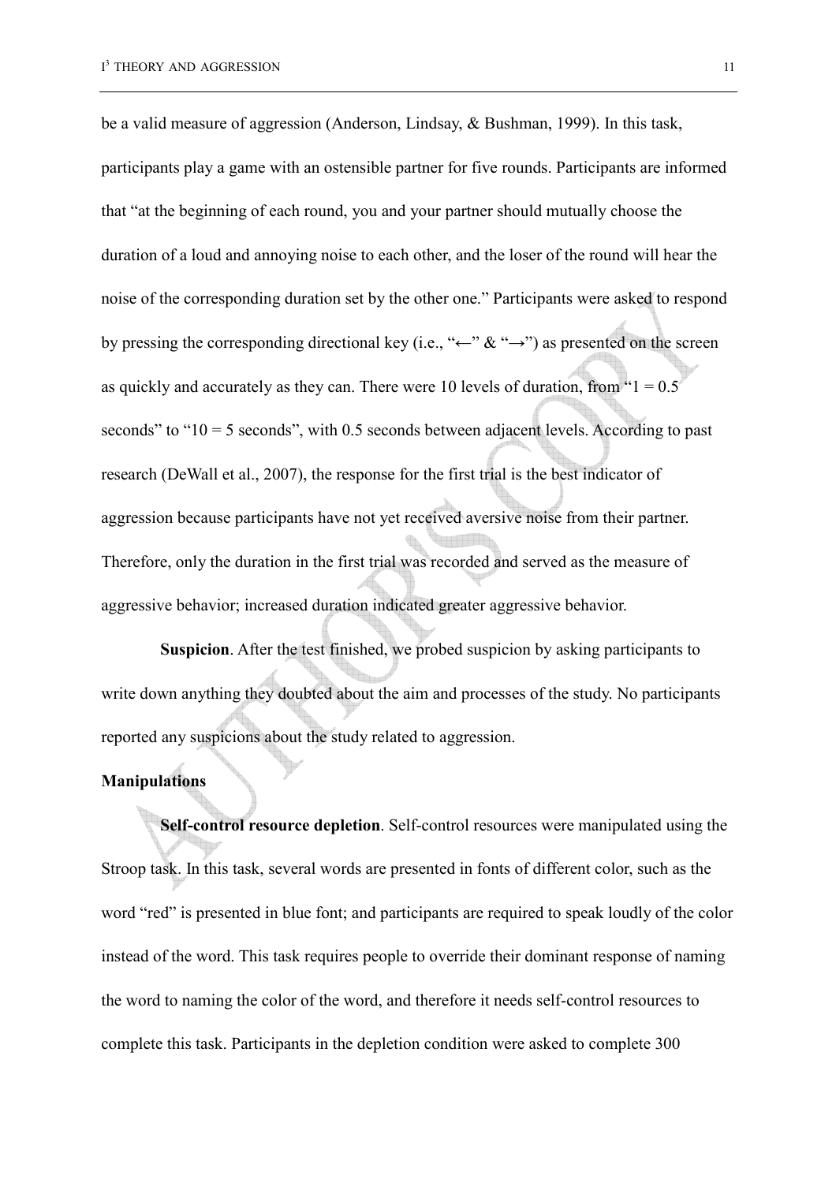be a valid measure of aggression (Anderson, Lindsay, & Bushman, 1999). In this task, participants play a game with an ostensible partner for five rounds. Participants are informed that "at the beginning of each round, you and your partner should mutually choose the duration of a loud and annoying noise to each other, and the loser of the round will hear the noise of the corresponding duration set by the other one." Participants were asked to respond by pressing the corresponding directional key (i.e., "←" & "→") as presented on the screen as quickly and accurately as they can. There were 10 levels of duration, from "1 = 0.5 seconds" to "10 = 5 seconds", with 0.5 seconds between adjacent levels. According to past research (DeWall et al., 2007), the response for the first trial is the best indicator of aggression because participants have not yet received aversive noise from their partner. Therefore, only the duration in the first trial was recorded and served as the measure of aggressive behavior; increased duration indicated greater aggressive behavior.

**Suspicion**. After the test finished, we probed suspicion by asking participants to write down anything they doubted about the aim and processes of the study. No participants reported any suspicions about the study related to aggression.

**Manipulations**

**Self-control resource depletion**. Self-control resources were manipulated using the Stroop task. In this task, several words are presented in fonts of different color, such as the word "red" is presented in blue font; and participants are required to speak loudly of the color instead of the word. This task requires people to override their dominant response of naming the word to naming the color of the word, and therefore it needs self-control resources to complete this task. Participants in the depletion condition were asked to complete 300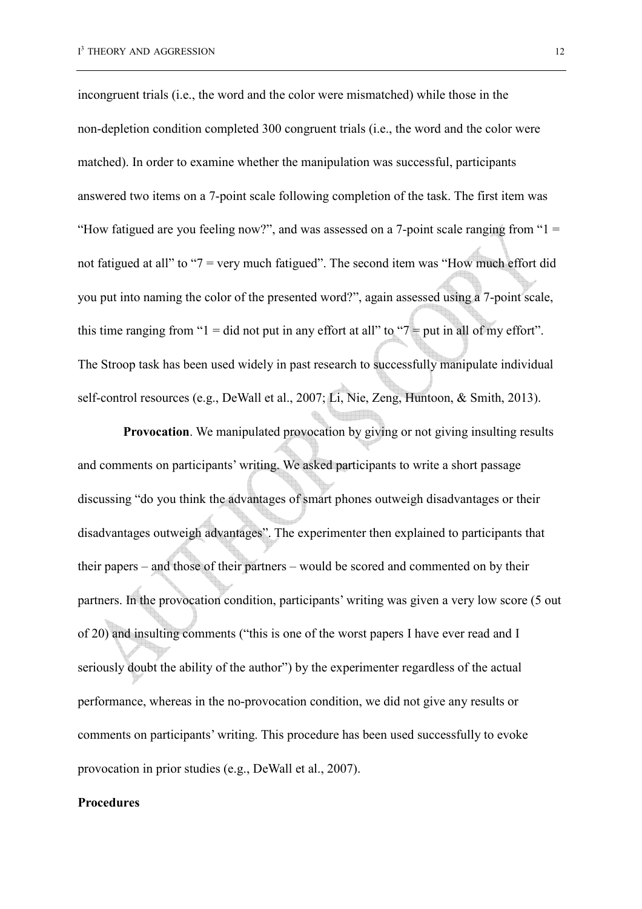incongruent trials (i.e., the word and the color were mismatched) while those in the non-depletion condition completed 300 congruent trials (i.e., the word and the color were matched). In order to examine whether the manipulation was successful, participants answered two items on a 7-point scale following completion of the task. The first item was "How fatigued are you feeling now?", and was assessed on a 7-point scale ranging from "1 = not fatigued at all" to "7 = very much fatigued". The second item was "How much effort did you put into naming the color of the presented word?", again assessed using a 7-point scale, this time ranging from "1 = did not put in any effort at all" to "7 = put in all of my effort". The Stroop task has been used widely in past research to successfully manipulate individual self-control resources (e.g., DeWall et al., 2007; Li, Nie, Zeng, Huntoon, & Smith, 2013).

**Provocation**. We manipulated provocation by giving or not giving insulting results and comments on participants' writing. We asked participants to write a short passage discussing "do you think the advantages of smart phones outweigh disadvantages or their disadvantages outweigh advantages". The experimenter then explained to participants that their papers – and those of their partners – would be scored and commented on by their partners. In the provocation condition, participants' writing was given a very low score (5 out of 20) and insulting comments ("this is one of the worst papers I have ever read and I seriously doubt the ability of the author") by the experimenter regardless of the actual performance, whereas in the no-provocation condition, we did not give any results or comments on participants' writing. This procedure has been used successfully to evoke provocation in prior studies (e.g., DeWall et al., 2007).

**Procedures**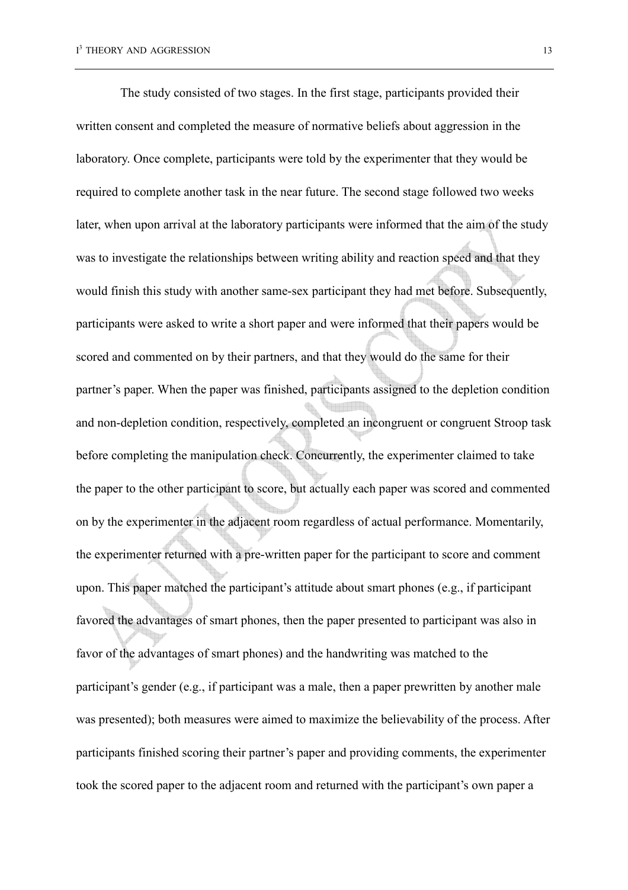The study consisted of two stages. In the first stage, participants provided their written consent and completed the measure of normative beliefs about aggression in the laboratory. Once complete, participants were told by the experimenter that they would be required to complete another task in the near future. The second stage followed two weeks later, when upon arrival at the laboratory participants were informed that the aim of the study was to investigate the relationships between writing ability and reaction speed and that they would finish this study with another same-sex participant they had met before. Subsequently, participants were asked to write a short paper and were informed that their papers would be scored and commented on by their partners, and that they would do the same for their partner's paper. When the paper was finished, participants assigned to the depletion condition and non-depletion condition, respectively, completed an incongruent or congruent Stroop task before completing the manipulation check. Concurrently, the experimenter claimed to take the paper to the other participant to score, but actually each paper was scored and commented on by the experimenter in the adjacent room regardless of actual performance. Momentarily, the experimenter returned with a pre-written paper for the participant to score and comment upon. This paper matched the participant's attitude about smart phones (e.g., if participant favored the advantages of smart phones, then the paper presented to participant was also in favor of the advantages of smart phones) and the handwriting was matched to the participant's gender (e.g., if participant was a male, then a paper prewritten by another male was presented); both measures were aimed to maximize the believability of the process. After participants finished scoring their partner's paper and providing comments, the experimenter took the scored paper to the adjacent room and returned with the participant's own paper a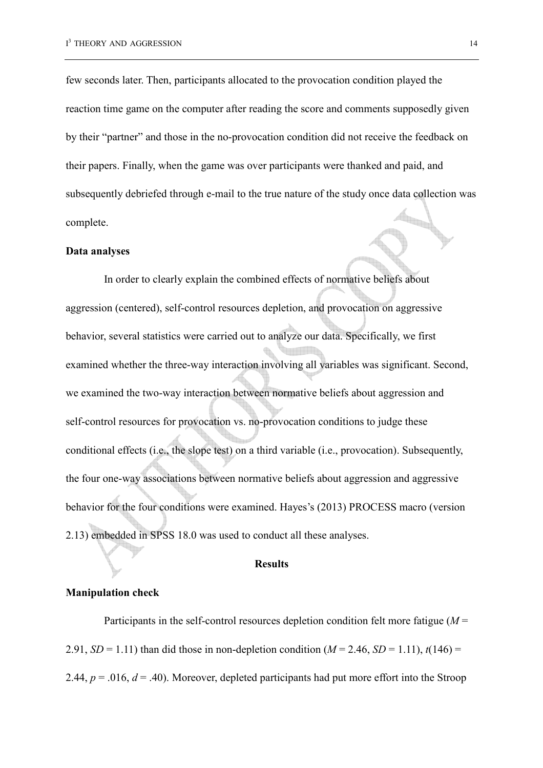few seconds later. Then, participants allocated to the provocation condition played the reaction time game on the computer after reading the score and comments supposedly given by their "partner" and those in the no-provocation condition did not receive the feedback on their papers. Finally, when the game was over participants were thanked and paid, and subsequently debriefed through e-mail to the true nature of the study once data collection was complete.

**Data analyses**

In order to clearly explain the combined effects of normative beliefs about aggression (centered), self-control resources depletion, and provocation on aggressive behavior, several statistics were carried out to analyze our data. Specifically, we first examined whether the three-way interaction involving all variables was significant. Second, we examined the two-way interaction between normative beliefs about aggression and self-control resources for provocation vs. no-provocation conditions to judge these conditional effects (i.e., the slope test) on a third variable (i.e., provocation). Subsequently, the four one-way associations between normative beliefs about aggression and aggressive behavior for the four conditions were examined. Hayes's (2013) PROCESS macro (version 2.13) embedded in SPSS 18.0 was used to conduct all these analyses.

## Results

**Manipulation check**

Participants in the self-control resources depletion condition felt more fatigue ($M$ = 2.91, $SD$ = 1.11) than did those in non-depletion condition ($M$ = 2.46, $SD$ = 1.11), $t(146)$ = 2.44, $p$ = .016, $d$ = .40). Moreover, depleted participants had put more effort into the Stroop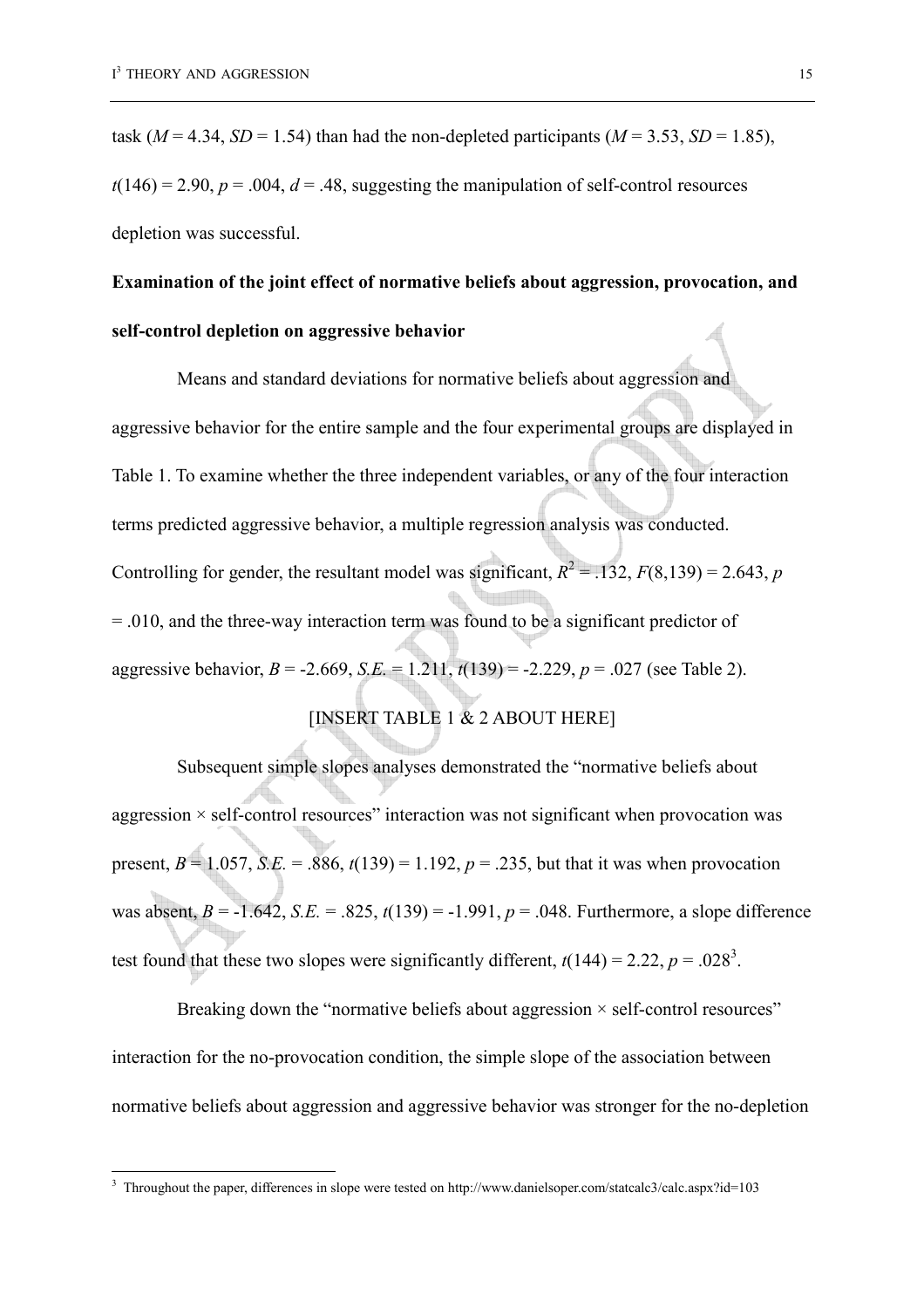task ($M$ = 4.34, $SD$ = 1.54) than had the non-depleted participants ($M$ = 3.53, $SD$ = 1.85), $t(146) = 2.90$, $p = .004$, $d = .48$, suggesting the manipulation of self-control resources depletion was successful.

**Examination of the joint effect of normative beliefs about aggression, provocation, and self-control depletion on aggressive behavior**

Means and standard deviations for normative beliefs about aggression and aggressive behavior for the entire sample and the four experimental groups are displayed in Table 1. To examine whether the three independent variables, or any of the four interaction terms predicted aggressive behavior, a multiple regression analysis was conducted. Controlling for gender, the resultant model was significant, $R^2 = .132$, $F(8,139) = 2.643$, $p = .010$, and the three-way interaction term was found to be a significant predictor of aggressive behavior, $B = -2.669$, $S.E. = 1.211$, $t(139) = -2.229$, $p = .027$ (see Table 2).

[INSERT TABLE 1 & 2 ABOUT HERE]

Subsequent simple slopes analyses demonstrated the "normative beliefs about aggression × self-control resources" interaction was not significant when provocation was present, $B = 1.057$, $S.E. = .886$, $t(139) = 1.192$, $p = .235$, but that it was when provocation was absent, $B = -1.642$, $S.E. = .825$, $t(139) = -1.991$, $p = .048$. Furthermore, a slope difference test found that these two slopes were significantly different, $t(144) = 2.22$, $p = .028$[3].

Breaking down the "normative beliefs about aggression × self-control resources" interaction for the no-provocation condition, the simple slope of the association between normative beliefs about aggression and aggressive behavior was stronger for the no-depletion

[3] Throughout the paper, differences in slope were tested on http://www.danielsoper.com/statcalc3/calc.aspx?id=103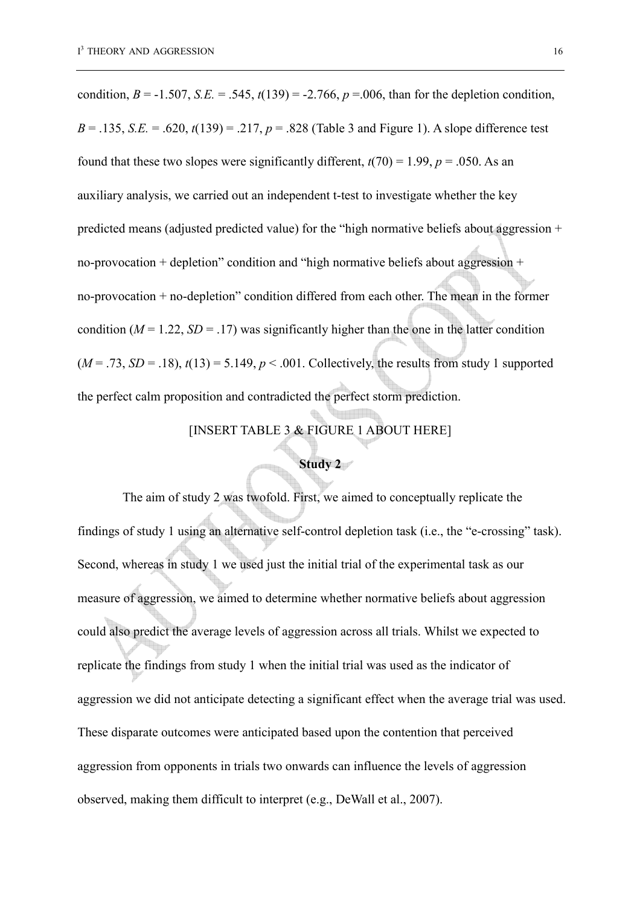condition, $B = -1.507$, $S.E. = .545$, $t(139) = -2.766$, $p = .006$, than for the depletion condition, $B = .135$, $S.E. = .620$, $t(139) = .217$, $p = .828$ (Table 3 and Figure 1). A slope difference test found that these two slopes were significantly different, $t(70) = 1.99$, $p = .050$. As an auxiliary analysis, we carried out an independent t-test to investigate whether the key predicted means (adjusted predicted value) for the "high normative beliefs about aggression + no-provocation + depletion" condition and "high normative beliefs about aggression + no-provocation + no-depletion" condition differed from each other. The mean in the former condition ($M = 1.22$, $SD = .17$) was significantly higher than the one in the latter condition ($M = .73$, $SD = .18$), $t(13) = 5.149$, $p < .001$. Collectively, the results from study 1 supported the perfect calm proposition and contradicted the perfect storm prediction.

[INSERT TABLE 3 & FIGURE 1 ABOUT HERE]

## Study 2

The aim of study 2 was twofold. First, we aimed to conceptually replicate the findings of study 1 using an alternative self-control depletion task (i.e., the "e-crossing" task). Second, whereas in study 1 we used just the initial trial of the experimental task as our measure of aggression, we aimed to determine whether normative beliefs about aggression could also predict the average levels of aggression across all trials. Whilst we expected to replicate the findings from study 1 when the initial trial was used as the indicator of aggression we did not anticipate detecting a significant effect when the average trial was used. These disparate outcomes were anticipated based upon the contention that perceived aggression from opponents in trials two onwards can influence the levels of aggression observed, making them difficult to interpret (e.g., DeWall et al., 2007).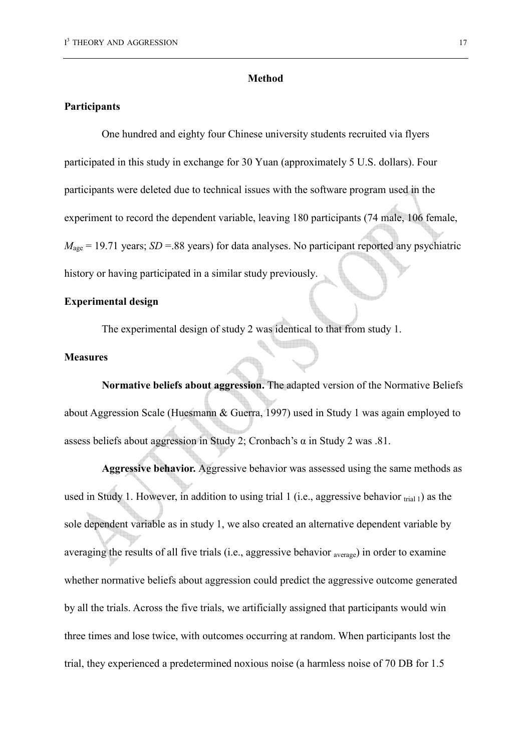# Method

## Participants

One hundred and eighty four Chinese university students recruited via flyers participated in this study in exchange for 30 Yuan (approximately 5 U.S. dollars). Four participants were deleted due to technical issues with the software program used in the experiment to record the dependent variable, leaving 180 participants (74 male, 106 female, $M_{\text{age}}$ = 19.71 years; *SD* =.88 years) for data analyses. No participant reported any psychiatric history or having participated in a similar study previously.

## Experimental design

The experimental design of study 2 was identical to that from study 1.

## Measures

**Normative beliefs about aggression.** The adapted version of the Normative Beliefs about Aggression Scale (Huesmann & Guerra, 1997) used in Study 1 was again employed to assess beliefs about aggression in Study 2; Cronbach's α in Study 2 was .81.

**Aggressive behavior.** Aggressive behavior was assessed using the same methods as used in Study 1. However, in addition to using trial 1 (i.e., aggressive behavior $_{\text{trial 1}}$) as the sole dependent variable as in study 1, we also created an alternative dependent variable by averaging the results of all five trials (i.e., aggressive behavior $_{\text{average}}$) in order to examine whether normative beliefs about aggression could predict the aggressive outcome generated by all the trials. Across the five trials, we artificially assigned that participants would win three times and lose twice, with outcomes occurring at random. When participants lost the trial, they experienced a predetermined noxious noise (a harmless noise of 70 DB for 1.5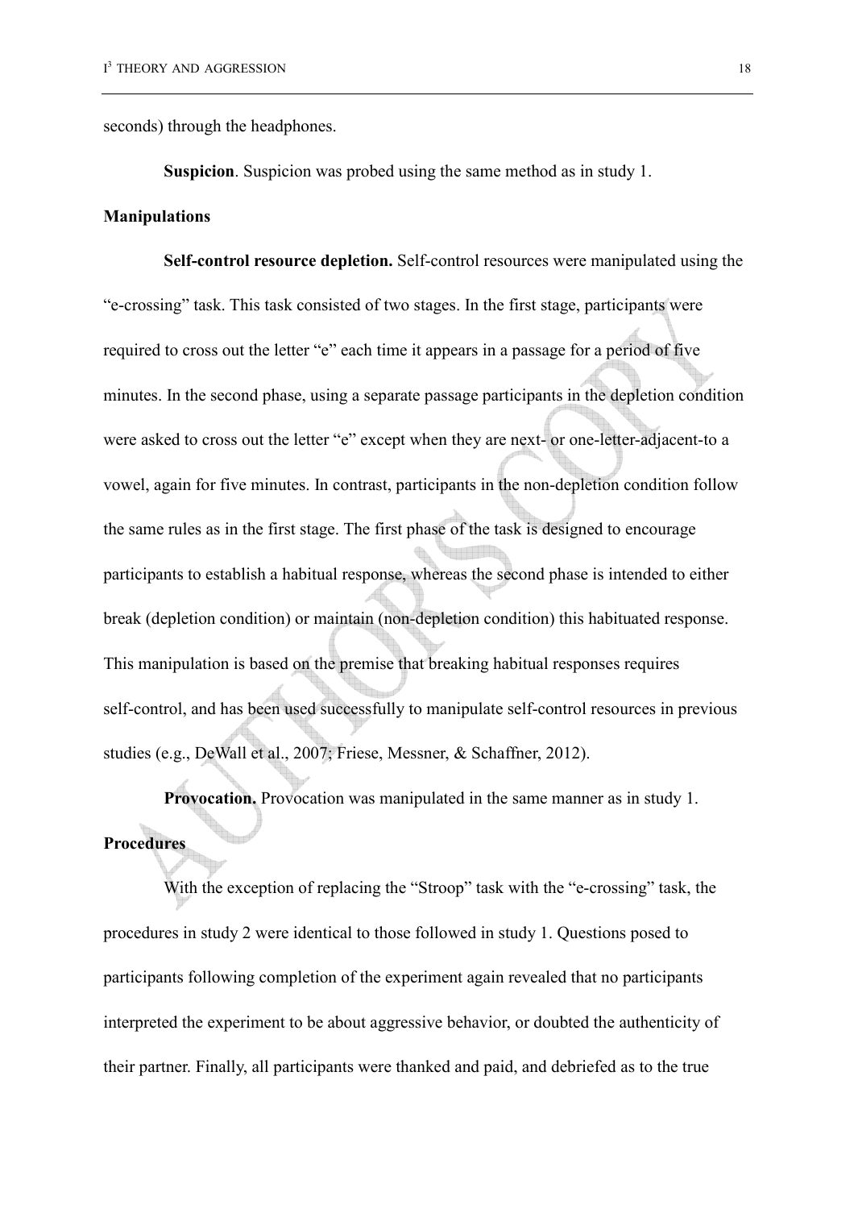seconds) through the headphones.

**Suspicion**. Suspicion was probed using the same method as in study 1.

## Manipulations

**Self-control resource depletion.** Self-control resources were manipulated using the "e-crossing" task. This task consisted of two stages. In the first stage, participants were required to cross out the letter "e" each time it appears in a passage for a period of five minutes. In the second phase, using a separate passage participants in the depletion condition were asked to cross out the letter "e" except when they are next- or one-letter-adjacent-to a vowel, again for five minutes. In contrast, participants in the non-depletion condition follow the same rules as in the first stage. The first phase of the task is designed to encourage participants to establish a habitual response, whereas the second phase is intended to either break (depletion condition) or maintain (non-depletion condition) this habituated response. This manipulation is based on the premise that breaking habitual responses requires self-control, and has been used successfully to manipulate self-control resources in previous studies (e.g., DeWall et al., 2007; Friese, Messner, & Schaffner, 2012).

**Provocation.** Provocation was manipulated in the same manner as in study 1.

## Procedures

With the exception of replacing the "Stroop" task with the "e-crossing" task, the procedures in study 2 were identical to those followed in study 1. Questions posed to participants following completion of the experiment again revealed that no participants interpreted the experiment to be about aggressive behavior, or doubted the authenticity of their partner. Finally, all participants were thanked and paid, and debriefed as to the true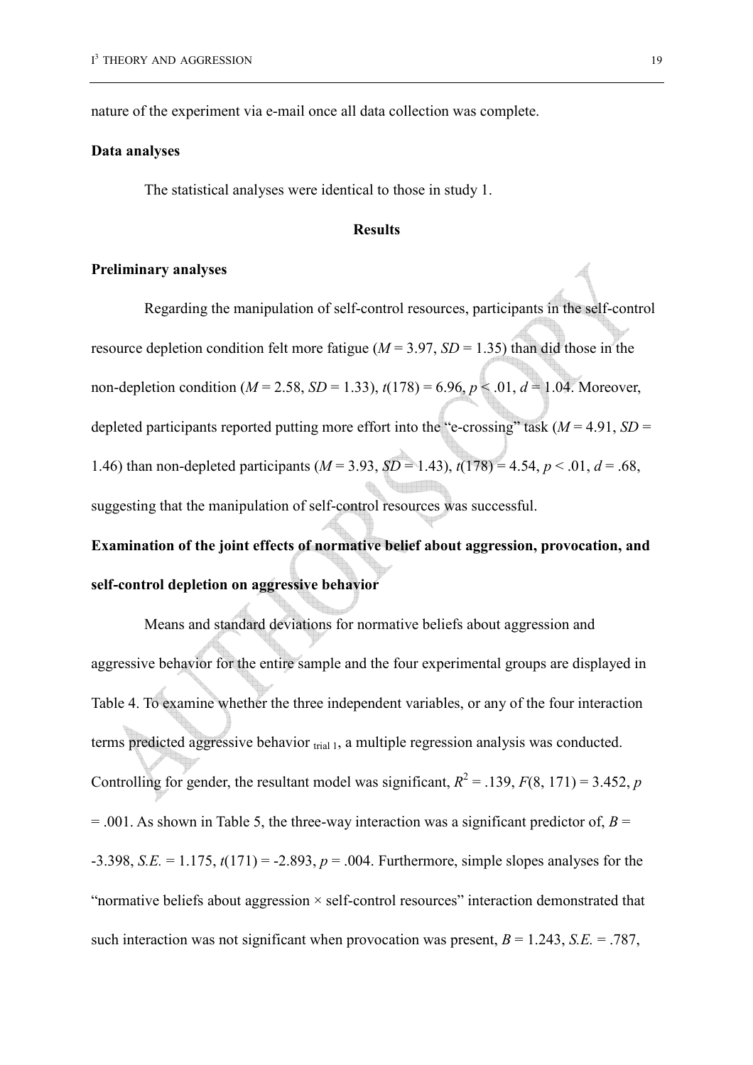nature of the experiment via e-mail once all data collection was complete.

**Data analyses**

The statistical analyses were identical to those in study 1.

## Results

**Preliminary analyses**

Regarding the manipulation of self-control resources, participants in the self-control resource depletion condition felt more fatigue ($M$ = 3.97, $SD$ = 1.35) than did those in the non-depletion condition ($M$ = 2.58, $SD$ = 1.33), $t(178)$ = 6.96, $p$ < .01, $d$ = 1.04. Moreover, depleted participants reported putting more effort into the "e-crossing" task ($M$ = 4.91, $SD$ = 1.46) than non-depleted participants ($M$ = 3.93, $SD$ = 1.43), $t(178)$ = 4.54, $p$ < .01, $d$ = .68, suggesting that the manipulation of self-control resources was successful.

**Examination of the joint effects of normative belief about aggression, provocation, and self-control depletion on aggressive behavior**

Means and standard deviations for normative beliefs about aggression and aggressive behavior for the entire sample and the four experimental groups are displayed in Table 4. To examine whether the three independent variables, or any of the four interaction terms predicted aggressive behavior $_{\text{trial 1}}$, a multiple regression analysis was conducted. Controlling for gender, the resultant model was significant, $R^2$ = .139, $F(8, 171)$ = 3.452, $p$ = .001. As shown in Table 5, the three-way interaction was a significant predictor of, $B$ = -3.398, $S.E.$ = 1.175, $t(171)$ = -2.893, $p$ = .004. Furthermore, simple slopes analyses for the "normative beliefs about aggression × self-control resources" interaction demonstrated that such interaction was not significant when provocation was present, $B$ = 1.243, $S.E.$ = .787,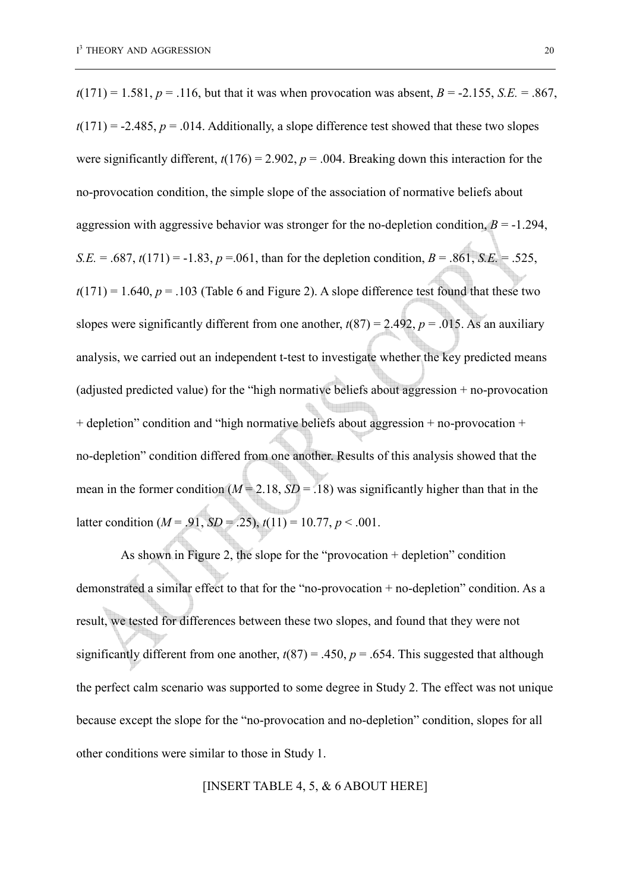$t(171) = 1.581$, $p = .116$, but that it was when provocation was absent, $B = -2.155$, $S.E. = .867$, $t(171) = -2.485$, $p = .014$. Additionally, a slope difference test showed that these two slopes were significantly different, $t(176) = 2.902$, $p = .004$. Breaking down this interaction for the no-provocation condition, the simple slope of the association of normative beliefs about aggression with aggressive behavior was stronger for the no-depletion condition, $B = -1.294$, $S.E. = .687$, $t(171) = -1.83$, $p = .061$, than for the depletion condition, $B = .861$, $S.E. = .525$, $t(171) = 1.640$, $p = .103$ (Table 6 and Figure 2). A slope difference test found that these two slopes were significantly different from one another, $t(87) = 2.492$, $p = .015$. As an auxiliary analysis, we carried out an independent t-test to investigate whether the key predicted means (adjusted predicted value) for the "high normative beliefs about aggression + no-provocation + depletion" condition and "high normative beliefs about aggression + no-provocation + no-depletion" condition differed from one another. Results of this analysis showed that the mean in the former condition ($M = 2.18$, $SD = .18$) was significantly higher than that in the latter condition ($M = .91$, $SD = .25$), $t(11) = 10.77$, $p < .001$.

As shown in Figure 2, the slope for the "provocation + depletion" condition demonstrated a similar effect to that for the "no-provocation + no-depletion" condition. As a result, we tested for differences between these two slopes, and found that they were not significantly different from one another, $t(87) = .450$, $p = .654$. This suggested that although the perfect calm scenario was supported to some degree in Study 2. The effect was not unique because except the slope for the "no-provocation and no-depletion" condition, slopes for all other conditions were similar to those in Study 1.

[INSERT TABLE 4, 5, & 6 ABOUT HERE]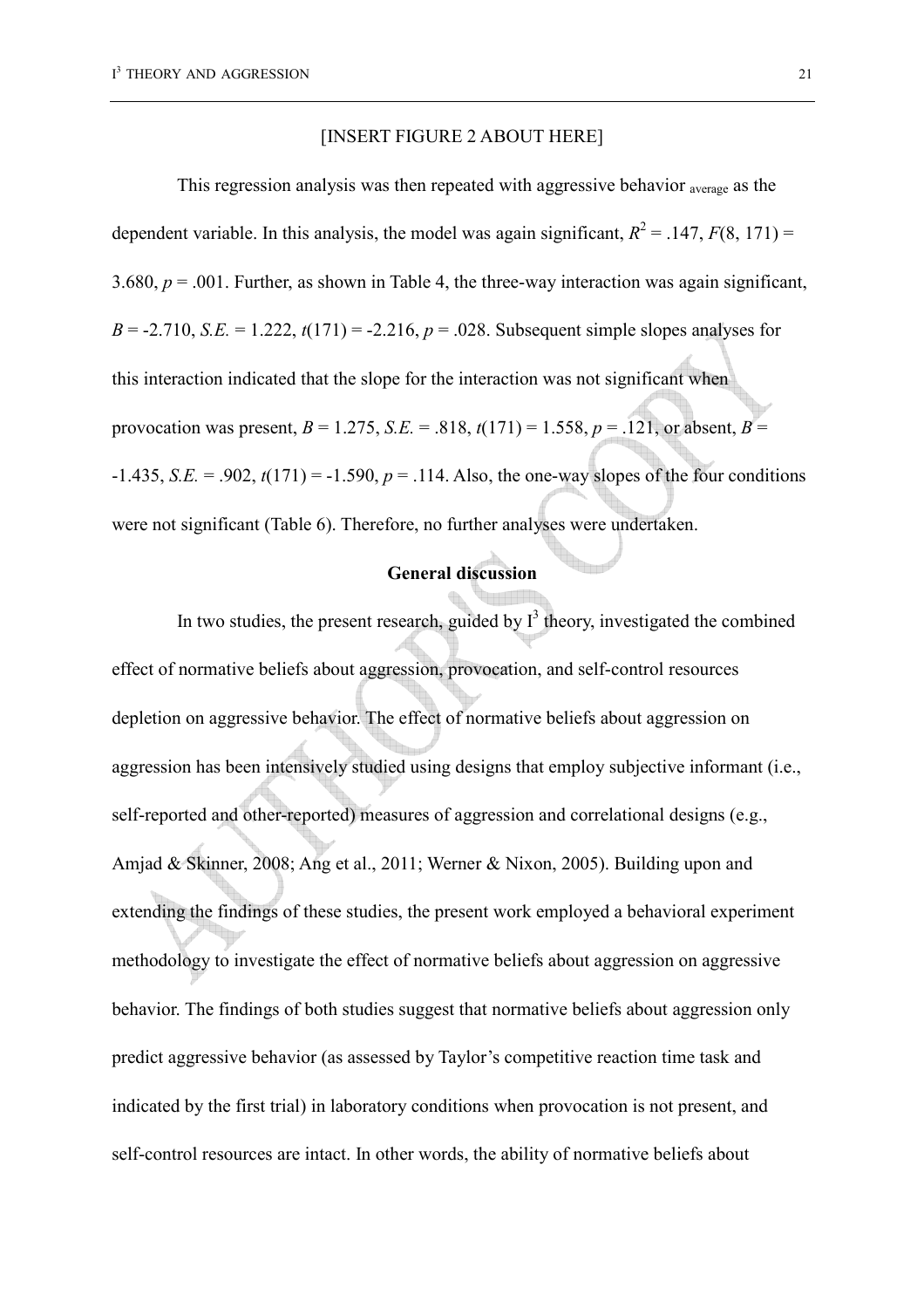[INSERT FIGURE 2 ABOUT HERE]

This regression analysis was then repeated with aggressive behavior $_{average}$ as the dependent variable. In this analysis, the model was again significant, $R^2 = .147$, $F(8, 171) = 3.680$, $p = .001$. Further, as shown in Table 4, the three-way interaction was again significant, $B = -2.710$, $S.E. = 1.222$, $t(171) = -2.216$, $p = .028$. Subsequent simple slopes analyses for this interaction indicated that the slope for the interaction was not significant when provocation was present, $B = 1.275$, $S.E. = .818$, $t(171) = 1.558$, $p = .121$, or absent, $B = -1.435$, $S.E. = .902$, $t(171) = -1.590$, $p = .114$. Also, the one-way slopes of the four conditions were not significant (Table 6). Therefore, no further analyses were undertaken.

## General discussion

In two studies, the present research, guided by $I^3$ theory, investigated the combined effect of normative beliefs about aggression, provocation, and self-control resources depletion on aggressive behavior. The effect of normative beliefs about aggression on aggression has been intensively studied using designs that employ subjective informant (i.e., self-reported and other-reported) measures of aggression and correlational designs (e.g., Amjad & Skinner, 2008; Ang et al., 2011; Werner & Nixon, 2005). Building upon and extending the findings of these studies, the present work employed a behavioral experiment methodology to investigate the effect of normative beliefs about aggression on aggressive behavior. The findings of both studies suggest that normative beliefs about aggression only predict aggressive behavior (as assessed by Taylor's competitive reaction time task and indicated by the first trial) in laboratory conditions when provocation is not present, and self-control resources are intact. In other words, the ability of normative beliefs about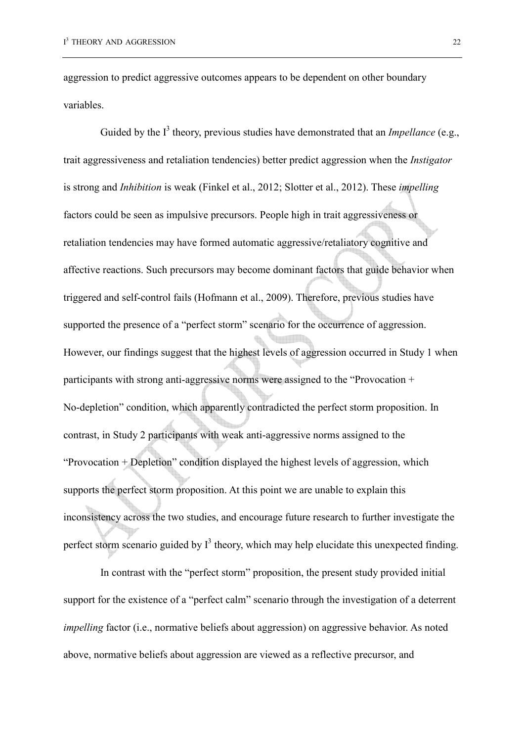aggression to predict aggressive outcomes appears to be dependent on other boundary variables.

Guided by the I$^3$ theory, previous studies have demonstrated that an *Impellance* (e.g., trait aggressiveness and retaliation tendencies) better predict aggression when the *Instigator* is strong and *Inhibition* is weak (Finkel et al., 2012; Slotter et al., 2012). These *impelling* factors could be seen as impulsive precursors. People high in trait aggressiveness or retaliation tendencies may have formed automatic aggressive/retaliatory cognitive and affective reactions. Such precursors may become dominant factors that guide behavior when triggered and self-control fails (Hofmann et al., 2009). Therefore, previous studies have supported the presence of a "perfect storm" scenario for the occurrence of aggression. However, our findings suggest that the highest levels of aggression occurred in Study 1 when participants with strong anti-aggressive norms were assigned to the "Provocation + No-depletion" condition, which apparently contradicted the perfect storm proposition. In contrast, in Study 2 participants with weak anti-aggressive norms assigned to the "Provocation + Depletion" condition displayed the highest levels of aggression, which supports the perfect storm proposition. At this point we are unable to explain this inconsistency across the two studies, and encourage future research to further investigate the perfect storm scenario guided by I$^3$ theory, which may help elucidate this unexpected finding.

In contrast with the "perfect storm" proposition, the present study provided initial support for the existence of a "perfect calm" scenario through the investigation of a deterrent *impelling* factor (i.e., normative beliefs about aggression) on aggressive behavior. As noted above, normative beliefs about aggression are viewed as a reflective precursor, and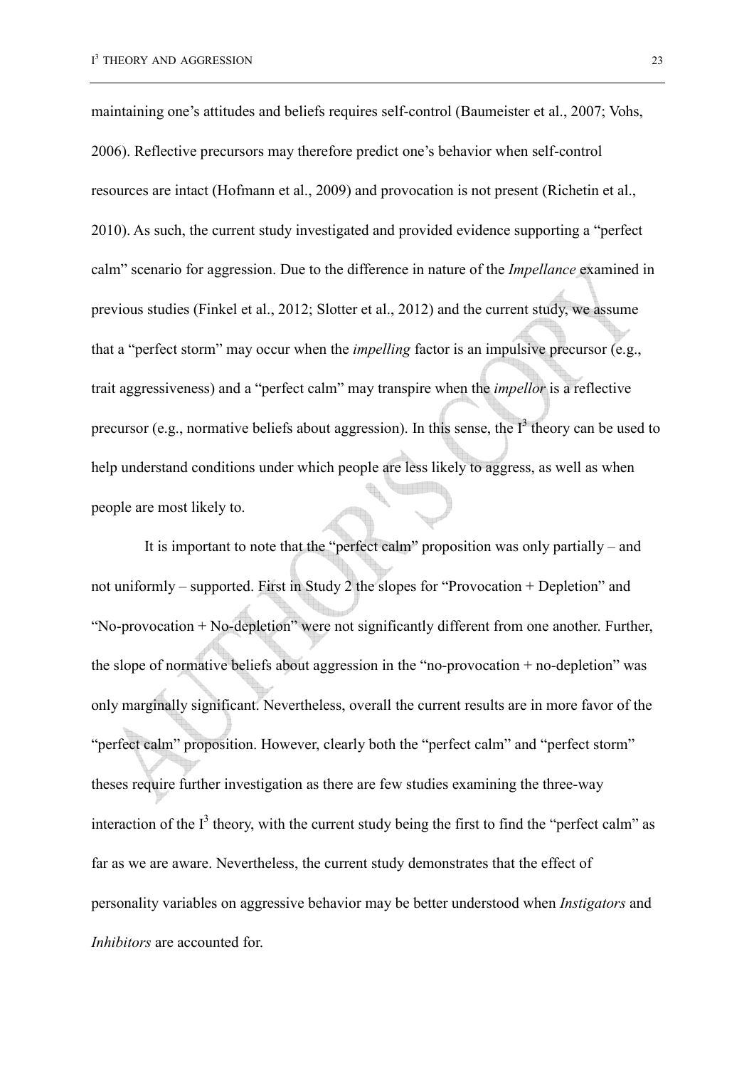maintaining one's attitudes and beliefs requires self-control (Baumeister et al., 2007; Vohs, 2006). Reflective precursors may therefore predict one's behavior when self-control resources are intact (Hofmann et al., 2009) and provocation is not present (Richetin et al., 2010). As such, the current study investigated and provided evidence supporting a "perfect calm" scenario for aggression. Due to the difference in nature of the *Impellance* examined in previous studies (Finkel et al., 2012; Slotter et al., 2012) and the current study, we assume that a "perfect storm" may occur when the *impelling* factor is an impulsive precursor (e.g., trait aggressiveness) and a "perfect calm" may transpire when the *impellor* is a reflective precursor (e.g., normative beliefs about aggression). In this sense, the I$^3$ theory can be used to help understand conditions under which people are less likely to aggress, as well as when people are most likely to.

It is important to note that the "perfect calm" proposition was only partially – and not uniformly – supported. First in Study 2 the slopes for "Provocation + Depletion" and "No-provocation + No-depletion" were not significantly different from one another. Further, the slope of normative beliefs about aggression in the "no-provocation + no-depletion" was only marginally significant. Nevertheless, overall the current results are in more favor of the "perfect calm" proposition. However, clearly both the "perfect calm" and "perfect storm" theses require further investigation as there are few studies examining the three-way interaction of the I$^3$ theory, with the current study being the first to find the "perfect calm" as far as we are aware. Nevertheless, the current study demonstrates that the effect of personality variables on aggressive behavior may be better understood when *Instigators* and *Inhibitors* are accounted for.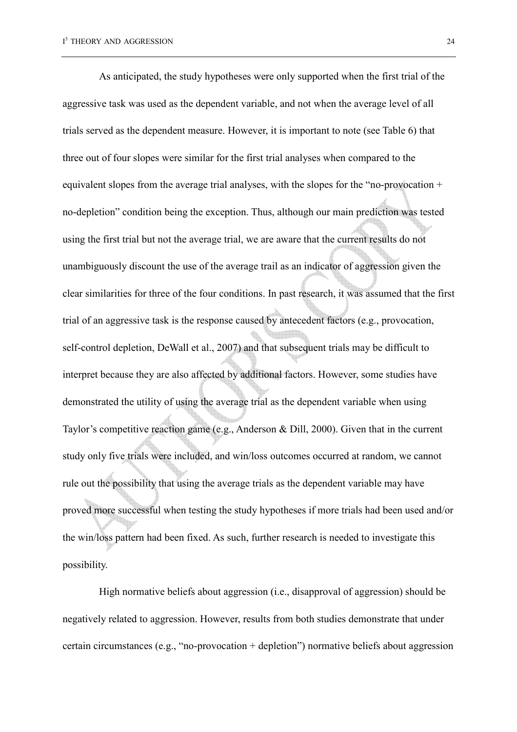As anticipated, the study hypotheses were only supported when the first trial of the aggressive task was used as the dependent variable, and not when the average level of all trials served as the dependent measure. However, it is important to note (see Table 6) that three out of four slopes were similar for the first trial analyses when compared to the equivalent slopes from the average trial analyses, with the slopes for the "no-provocation + no-depletion" condition being the exception. Thus, although our main prediction was tested using the first trial but not the average trial, we are aware that the current results do not unambiguously discount the use of the average trail as an indicator of aggression given the clear similarities for three of the four conditions. In past research, it was assumed that the first trial of an aggressive task is the response caused by antecedent factors (e.g., provocation, self-control depletion, DeWall et al., 2007) and that subsequent trials may be difficult to interpret because they are also affected by additional factors. However, some studies have demonstrated the utility of using the average trial as the dependent variable when using Taylor's competitive reaction game (e.g., Anderson & Dill, 2000). Given that in the current study only five trials were included, and win/loss outcomes occurred at random, we cannot rule out the possibility that using the average trials as the dependent variable may have proved more successful when testing the study hypotheses if more trials had been used and/or the win/loss pattern had been fixed. As such, further research is needed to investigate this possibility.

High normative beliefs about aggression (i.e., disapproval of aggression) should be negatively related to aggression. However, results from both studies demonstrate that under certain circumstances (e.g., "no-provocation + depletion") normative beliefs about aggression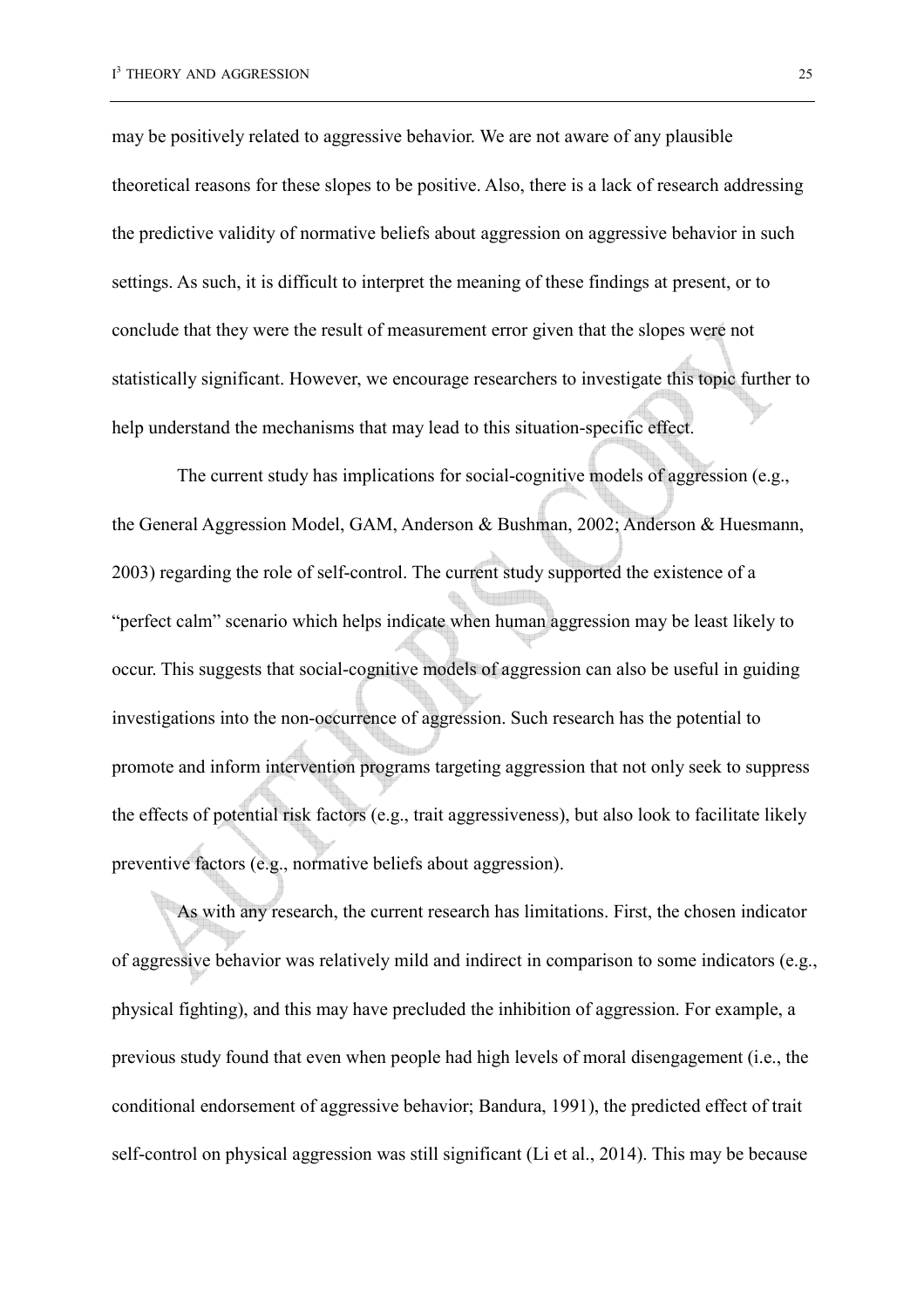may be positively related to aggressive behavior. We are not aware of any plausible theoretical reasons for these slopes to be positive. Also, there is a lack of research addressing the predictive validity of normative beliefs about aggression on aggressive behavior in such settings. As such, it is difficult to interpret the meaning of these findings at present, or to conclude that they were the result of measurement error given that the slopes were not statistically significant. However, we encourage researchers to investigate this topic further to help understand the mechanisms that may lead to this situation-specific effect.

The current study has implications for social-cognitive models of aggression (e.g., the General Aggression Model, GAM, Anderson & Bushman, 2002; Anderson & Huesmann, 2003) regarding the role of self-control. The current study supported the existence of a "perfect calm" scenario which helps indicate when human aggression may be least likely to occur. This suggests that social-cognitive models of aggression can also be useful in guiding investigations into the non-occurrence of aggression. Such research has the potential to promote and inform intervention programs targeting aggression that not only seek to suppress the effects of potential risk factors (e.g., trait aggressiveness), but also look to facilitate likely preventive factors (e.g., normative beliefs about aggression).

As with any research, the current research has limitations. First, the chosen indicator of aggressive behavior was relatively mild and indirect in comparison to some indicators (e.g., physical fighting), and this may have precluded the inhibition of aggression. For example, a previous study found that even when people had high levels of moral disengagement (i.e., the conditional endorsement of aggressive behavior; Bandura, 1991), the predicted effect of trait self-control on physical aggression was still significant (Li et al., 2014). This may be because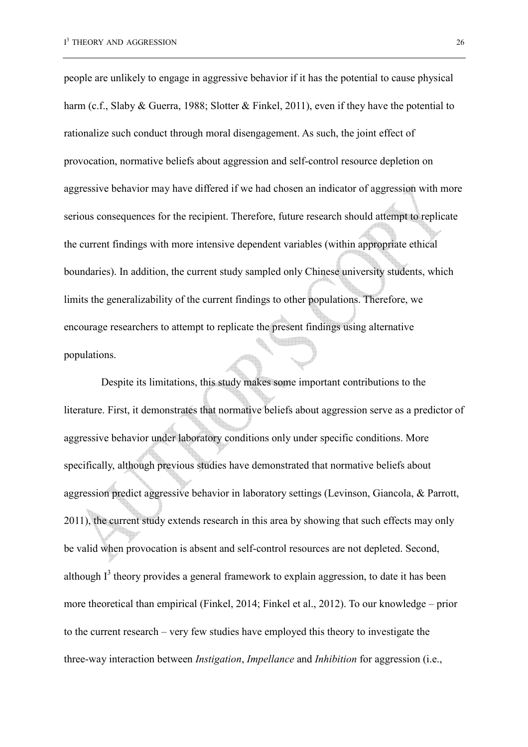people are unlikely to engage in aggressive behavior if it has the potential to cause physical harm (c.f., Slaby & Guerra, 1988; Slotter & Finkel, 2011), even if they have the potential to rationalize such conduct through moral disengagement. As such, the joint effect of provocation, normative beliefs about aggression and self-control resource depletion on aggressive behavior may have differed if we had chosen an indicator of aggression with more serious consequences for the recipient. Therefore, future research should attempt to replicate the current findings with more intensive dependent variables (within appropriate ethical boundaries). In addition, the current study sampled only Chinese university students, which limits the generalizability of the current findings to other populations. Therefore, we encourage researchers to attempt to replicate the present findings using alternative populations.

Despite its limitations, this study makes some important contributions to the literature. First, it demonstrates that normative beliefs about aggression serve as a predictor of aggressive behavior under laboratory conditions only under specific conditions. More specifically, although previous studies have demonstrated that normative beliefs about aggression predict aggressive behavior in laboratory settings (Levinson, Giancola, & Parrott, 2011), the current study extends research in this area by showing that such effects may only be valid when provocation is absent and self-control resources are not depleted. Second, although $I^3$ theory provides a general framework to explain aggression, to date it has been more theoretical than empirical (Finkel, 2014; Finkel et al., 2012). To our knowledge – prior to the current research – very few studies have employed this theory to investigate the three-way interaction between *Instigation*, *Impellance* and *Inhibition* for aggression (i.e.,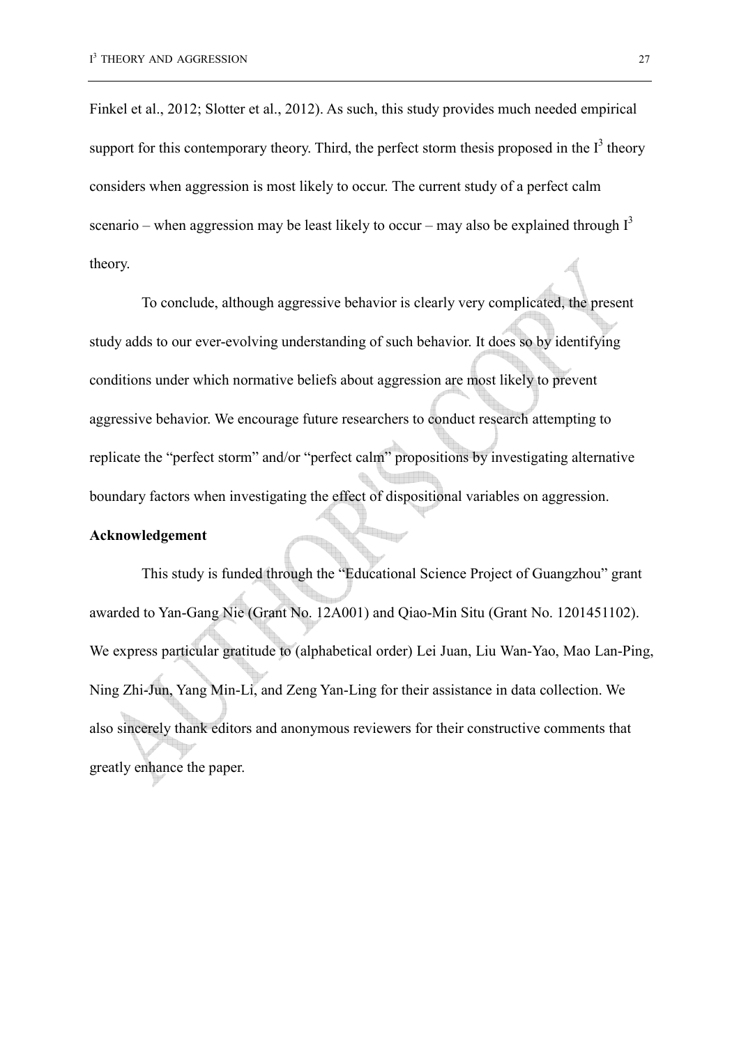Finkel et al., 2012; Slotter et al., 2012). As such, this study provides much needed empirical support for this contemporary theory. Third, the perfect storm thesis proposed in the $I^3$ theory considers when aggression is most likely to occur. The current study of a perfect calm scenario – when aggression may be least likely to occur – may also be explained through $I^3$ theory.

To conclude, although aggressive behavior is clearly very complicated, the present study adds to our ever-evolving understanding of such behavior. It does so by identifying conditions under which normative beliefs about aggression are most likely to prevent aggressive behavior. We encourage future researchers to conduct research attempting to replicate the "perfect storm" and/or "perfect calm" propositions by investigating alternative boundary factors when investigating the effect of dispositional variables on aggression.

**Acknowledgement**

This study is funded through the "Educational Science Project of Guangzhou" grant awarded to Yan-Gang Nie (Grant No. 12A001) and Qiao-Min Situ (Grant No. 1201451102). We express particular gratitude to (alphabetical order) Lei Juan, Liu Wan-Yao, Mao Lan-Ping, Ning Zhi-Jun, Yang Min-Li, and Zeng Yan-Ling for their assistance in data collection. We also sincerely thank editors and anonymous reviewers for their constructive comments that greatly enhance the paper.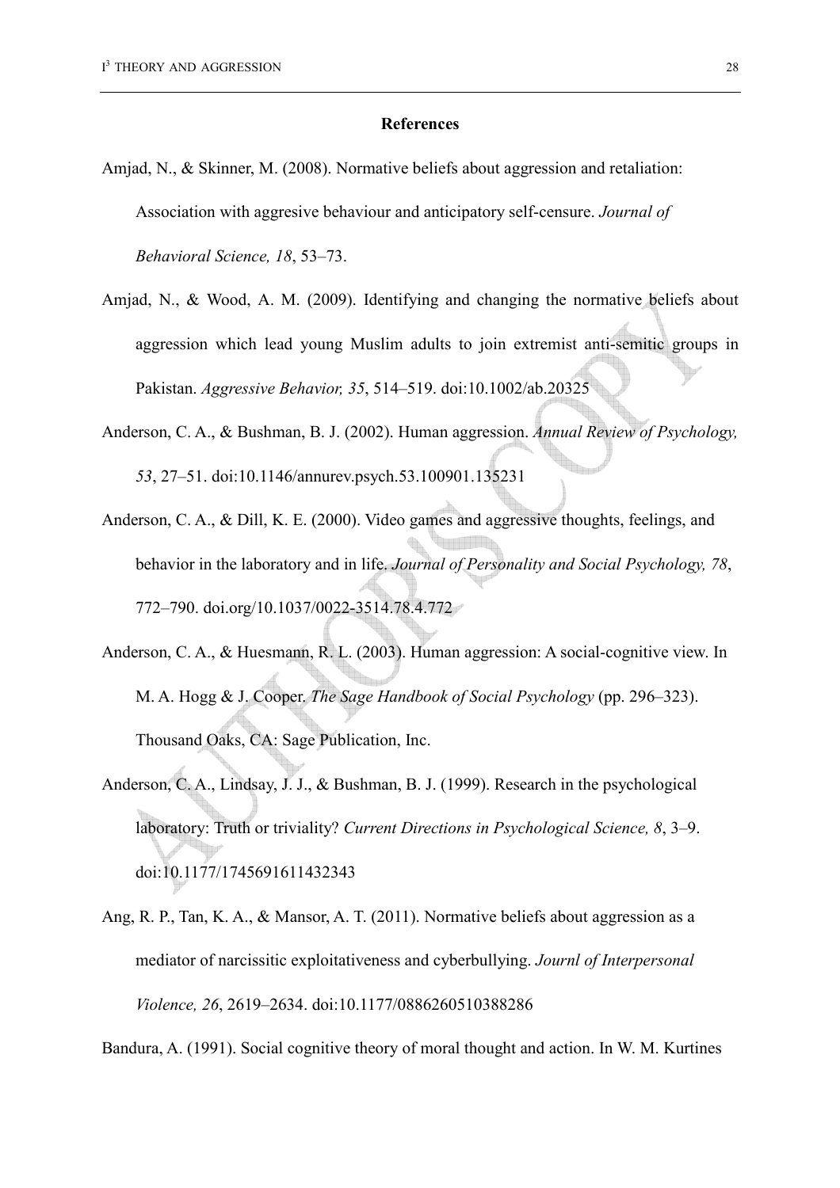## References

Amjad, N., & Skinner, M. (2008). Normative beliefs about aggression and retaliation: Association with aggresive behaviour and anticipatory self-censure. *Journal of Behavioral Science, 18*, 53–73.

Amjad, N., & Wood, A. M. (2009). Identifying and changing the normative beliefs about aggression which lead young Muslim adults to join extremist anti-semitic groups in Pakistan. *Aggressive Behavior, 35*, 514–519. doi:10.1002/ab.20325

Anderson, C. A., & Bushman, B. J. (2002). Human aggression. *Annual Review of Psychology, 53*, 27–51. doi:10.1146/annurev.psych.53.100901.135231

Anderson, C. A., & Dill, K. E. (2000). Video games and aggressive thoughts, feelings, and behavior in the laboratory and in life. *Journal of Personality and Social Psychology, 78*, 772–790. doi.org/10.1037/0022-3514.78.4.772

Anderson, C. A., & Huesmann, R. L. (2003). Human aggression: A social-cognitive view. In M. A. Hogg & J. Cooper. *The Sage Handbook of Social Psychology* (pp. 296–323). Thousand Oaks, CA: Sage Publication, Inc.

Anderson, C. A., Lindsay, J. J., & Bushman, B. J. (1999). Research in the psychological laboratory: Truth or triviality? *Current Directions in Psychological Science, 8*, 3–9. doi:10.1177/1745691611432343

Ang, R. P., Tan, K. A., & Mansor, A. T. (2011). Normative beliefs about aggression as a mediator of narcissitic exploitativeness and cyberbullying. *Journl of Interpersonal Violence, 26*, 2619–2634. doi:10.1177/0886260510388286

Bandura, A. (1991). Social cognitive theory of moral thought and action. In W. M. Kurtines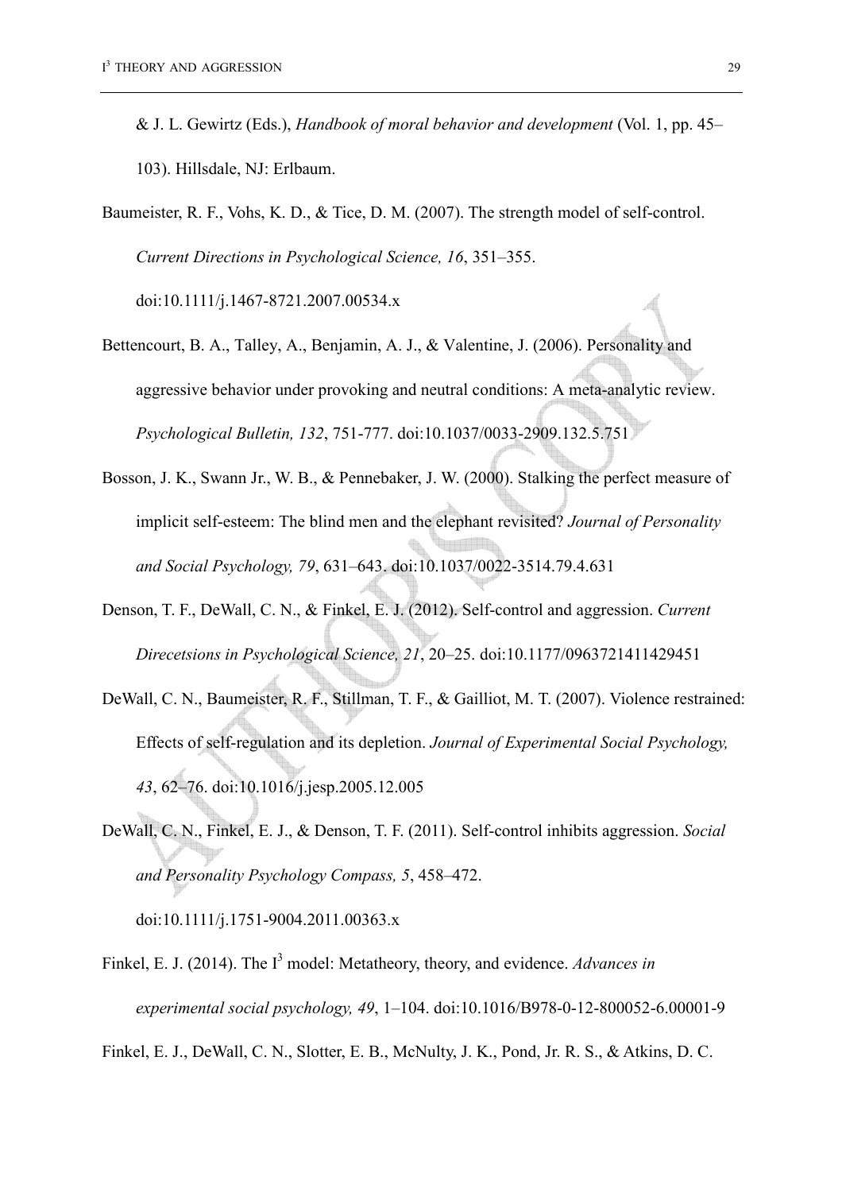& J. L. Gewirtz (Eds.), *Handbook of moral behavior and development* (Vol. 1, pp. 45–103). Hillsdale, NJ: Erlbaum.

Baumeister, R. F., Vohs, K. D., & Tice, D. M. (2007). The strength model of self-control. *Current Directions in Psychological Science, 16*, 351–355. doi:10.1111/j.1467-8721.2007.00534.x

Bettencourt, B. A., Talley, A., Benjamin, A. J., & Valentine, J. (2006). Personality and aggressive behavior under provoking and neutral conditions: A meta-analytic review. *Psychological Bulletin, 132*, 751-777. doi:10.1037/0033-2909.132.5.751

Bosson, J. K., Swann Jr., W. B., & Pennebaker, J. W. (2000). Stalking the perfect measure of implicit self-esteem: The blind men and the elephant revisited? *Journal of Personality and Social Psychology, 79*, 631–643. doi:10.1037/0022-3514.79.4.631

Denson, T. F., DeWall, C. N., & Finkel, E. J. (2012). Self-control and aggression. *Current Direcetsions in Psychological Science, 21*, 20–25. doi:10.1177/0963721411429451

DeWall, C. N., Baumeister, R. F., Stillman, T. F., & Gailliot, M. T. (2007). Violence restrained: Effects of self-regulation and its depletion. *Journal of Experimental Social Psychology, 43*, 62–76. doi:10.1016/j.jesp.2005.12.005

DeWall, C. N., Finkel, E. J., & Denson, T. F. (2011). Self-control inhibits aggression. *Social and Personality Psychology Compass, 5*, 458–472. doi:10.1111/j.1751-9004.2011.00363.x

Finkel, E. J. (2014). The I$^3$ model: Metatheory, theory, and evidence. *Advances in experimental social psychology, 49*, 1–104. doi:10.1016/B978-0-12-800052-6.00001-9

Finkel, E. J., DeWall, C. N., Slotter, E. B., McNulty, J. K., Pond, Jr. R. S., & Atkins, D. C.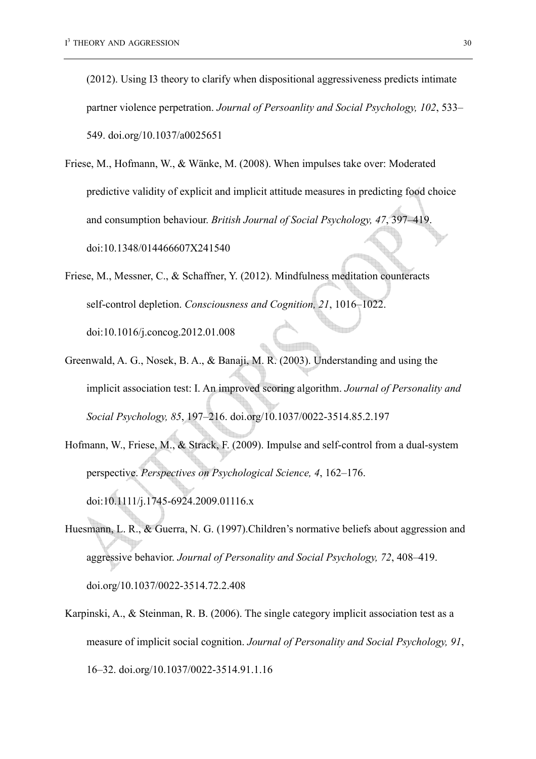(2012). Using I3 theory to clarify when dispositional aggressiveness predicts intimate partner violence perpetration. *Journal of Persoanlity and Social Psychology, 102*, 533–549. doi.org/10.1037/a0025651

Friese, M., Hofmann, W., & Wänke, M. (2008). When impulses take over: Moderated predictive validity of explicit and implicit attitude measures in predicting food choice and consumption behaviour. *British Journal of Social Psychology, 47*, 397–419. doi:10.1348/014466607X241540

Friese, M., Messner, C., & Schaffner, Y. (2012). Mindfulness meditation counteracts self-control depletion. *Consciousness and Cognition, 21*, 1016–1022. doi:10.1016/j.concog.2012.01.008

Greenwald, A. G., Nosek, B. A., & Banaji, M. R. (2003). Understanding and using the implicit association test: I. An improved scoring algorithm. *Journal of Personality and Social Psychology, 85*, 197–216. doi.org/10.1037/0022-3514.85.2.197

Hofmann, W., Friese, M., & Strack, F. (2009). Impulse and self-control from a dual-system perspective. *Perspectives on Psychological Science, 4*, 162–176. doi:10.1111/j.1745-6924.2009.01116.x

Huesmann, L. R., & Guerra, N. G. (1997).Children's normative beliefs about aggression and aggressive behavior. *Journal of Personality and Social Psychology, 72*, 408–419. doi.org/10.1037/0022-3514.72.2.408

Karpinski, A., & Steinman, R. B. (2006). The single category implicit association test as a measure of implicit social cognition. *Journal of Personality and Social Psychology, 91*, 16–32. doi.org/10.1037/0022-3514.91.1.16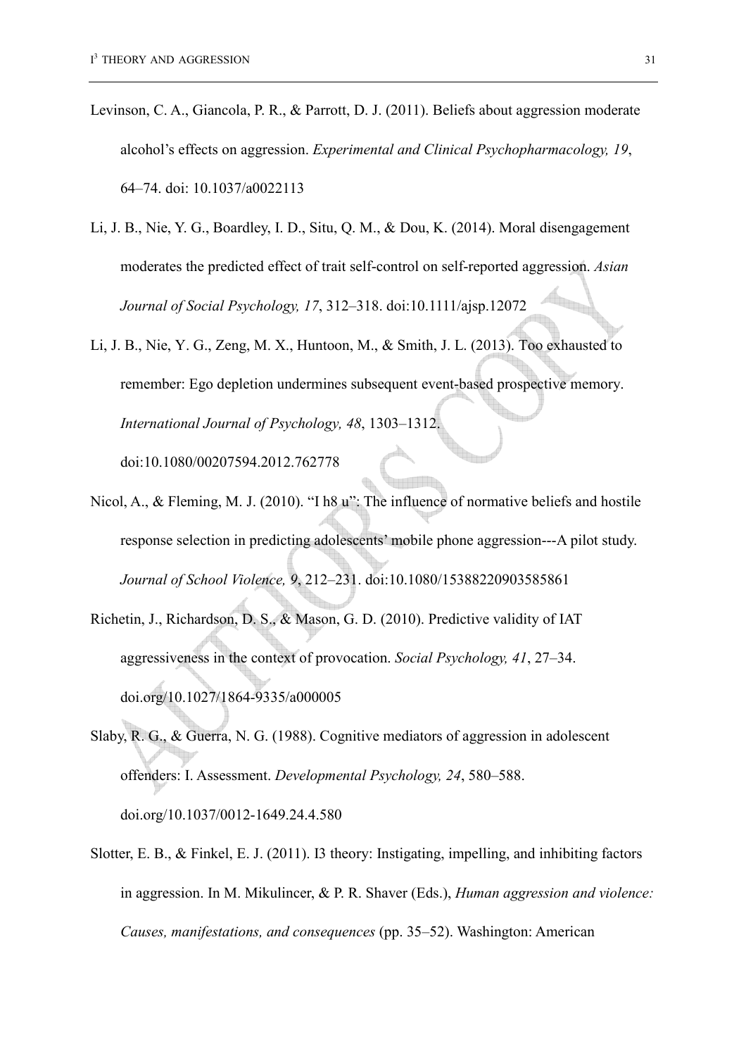Levinson, C. A., Giancola, P. R., & Parrott, D. J. (2011). Beliefs about aggression moderate alcohol's effects on aggression. *Experimental and Clinical Psychopharmacology, 19*, 64–74. doi: 10.1037/a0022113

Li, J. B., Nie, Y. G., Boardley, I. D., Situ, Q. M., & Dou, K. (2014). Moral disengagement moderates the predicted effect of trait self-control on self-reported aggression. *Asian Journal of Social Psychology, 17*, 312–318. doi:10.1111/ajsp.12072

Li, J. B., Nie, Y. G., Zeng, M. X., Huntoon, M., & Smith, J. L. (2013). Too exhausted to remember: Ego depletion undermines subsequent event-based prospective memory. *International Journal of Psychology, 48*, 1303–1312. doi:10.1080/00207594.2012.762778

Nicol, A., & Fleming, M. J. (2010). "I h8 u": The influence of normative beliefs and hostile response selection in predicting adolescents' mobile phone aggression---A pilot study. *Journal of School Violence, 9*, 212–231. doi:10.1080/15388220903585861

Richetin, J., Richardson, D. S., & Mason, G. D. (2010). Predictive validity of IAT aggressiveness in the context of provocation. *Social Psychology, 41*, 27–34. doi.org/10.1027/1864-9335/a000005

Slaby, R. G., & Guerra, N. G. (1988). Cognitive mediators of aggression in adolescent offenders: I. Assessment. *Developmental Psychology, 24*, 580–588. doi.org/10.1037/0012-1649.24.4.580

Slotter, E. B., & Finkel, E. J. (2011). I3 theory: Instigating, impelling, and inhibiting factors in aggression. In M. Mikulincer, & P. R. Shaver (Eds.), *Human aggression and violence: Causes, manifestations, and consequences* (pp. 35–52). Washington: American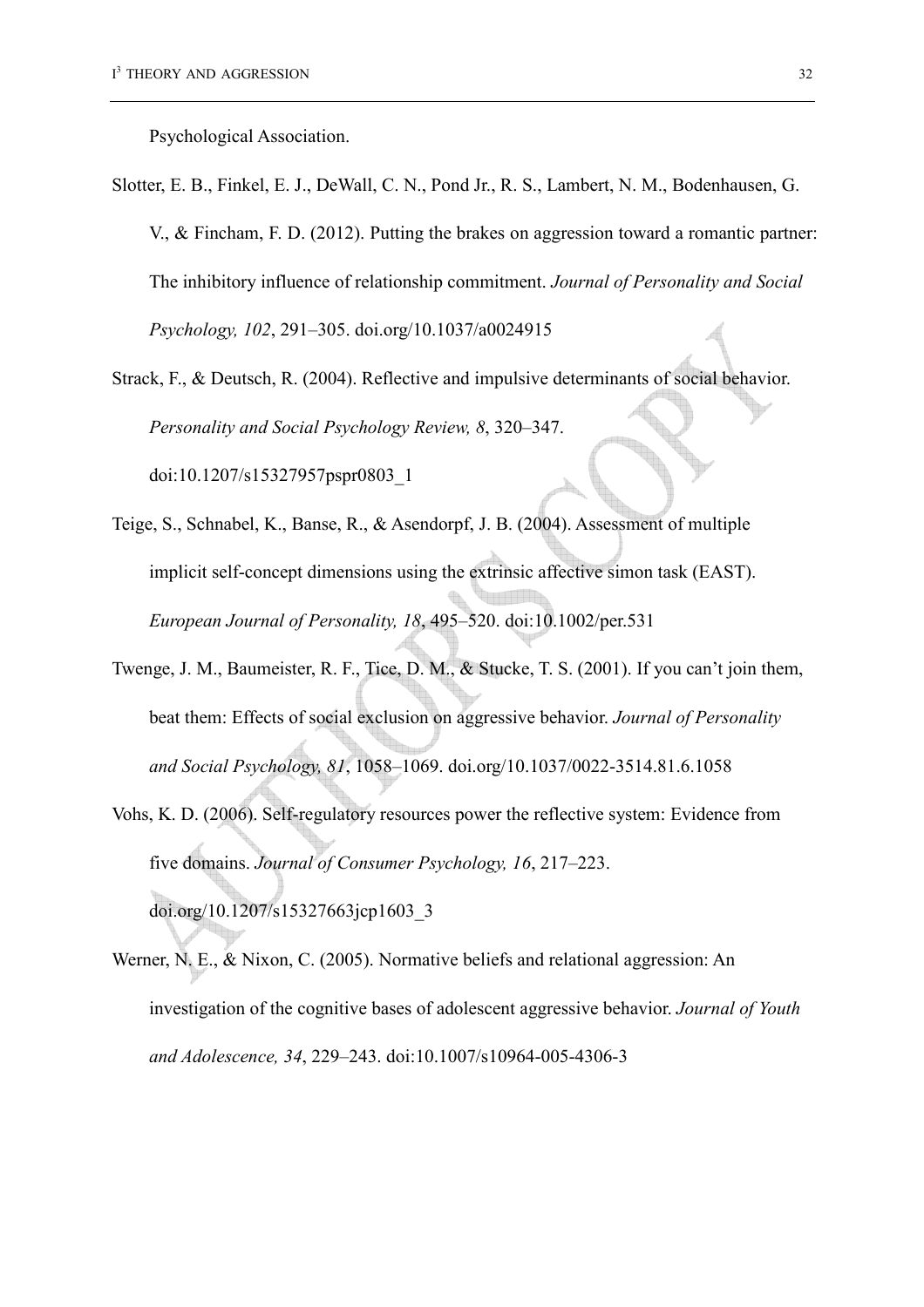Psychological Association.

Slotter, E. B., Finkel, E. J., DeWall, C. N., Pond Jr., R. S., Lambert, N. M., Bodenhausen, G. V., & Fincham, F. D. (2012). Putting the brakes on aggression toward a romantic partner: The inhibitory influence of relationship commitment. *Journal of Personality and Social Psychology, 102*, 291–305. doi.org/10.1037/a0024915

Strack, F., & Deutsch, R. (2004). Reflective and impulsive determinants of social behavior. *Personality and Social Psychology Review, 8*, 320–347. doi:10.1207/s15327957pspr0803_1

Teige, S., Schnabel, K., Banse, R., & Asendorpf, J. B. (2004). Assessment of multiple implicit self-concept dimensions using the extrinsic affective simon task (EAST). *European Journal of Personality, 18*, 495–520. doi:10.1002/per.531

Twenge, J. M., Baumeister, R. F., Tice, D. M., & Stucke, T. S. (2001). If you can't join them, beat them: Effects of social exclusion on aggressive behavior. *Journal of Personality and Social Psychology, 81*, 1058–1069. doi.org/10.1037/0022-3514.81.6.1058

Vohs, K. D. (2006). Self-regulatory resources power the reflective system: Evidence from five domains. *Journal of Consumer Psychology, 16*, 217–223. doi.org/10.1207/s15327663jcp1603_3

Werner, N. E., & Nixon, C. (2005). Normative beliefs and relational aggression: An investigation of the cognitive bases of adolescent aggressive behavior. *Journal of Youth and Adolescence, 34*, 229–243. doi:10.1007/s10964-005-4306-3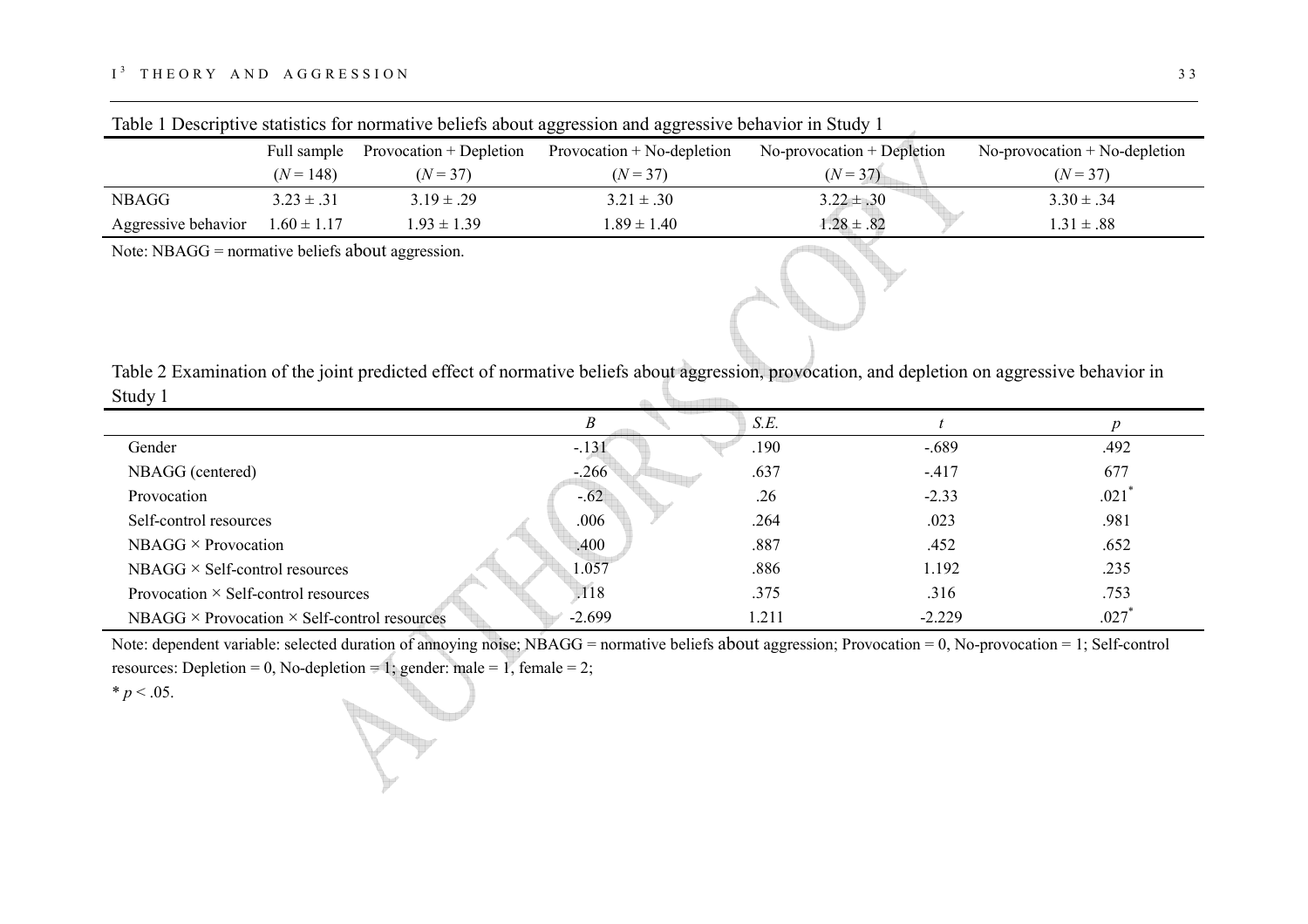Table 1 Descriptive statistics for normative beliefs about aggression and aggressive behavior in Study 1

| | Full sample ($N$ = 148) | Provocation + Depletion ($N$ = 37) | Provocation + No-depletion ($N$ = 37) | No-provocation + Depletion ($N$ = 37) | No-provocation + No-depletion ($N$ = 37) |
|---|---|---|---|---|---|
| NBAGG | 3.23 ± .31 | 3.19 ± .29 | 3.21 ± .30 | 3.22 ± .30 | 3.30 ± .34 |
| Aggressive behavior | 1.60 ± 1.17 | 1.93 ± 1.39 | 1.89 ± 1.40 | 1.28 ± .82 | 1.31 ± .88 |

Note: NBAGG = normative beliefs about aggression.

Table 2 Examination of the joint predicted effect of normative beliefs about aggression, provocation, and depletion on aggressive behavior in Study 1

| | $B$ | $S.E.$ | $t$ | $p$ |
|---|---|---|---|---|
| Gender | -.131 | .190 | -.689 | .492 |
| NBAGG (centered) | -.266 | .637 | -.417 | 677 |
| Provocation | -.62 | .26 | -2.33 | .021* |
| Self-control resources | .006 | .264 | .023 | .981 |
| NBAGG × Provocation | .400 | .887 | .452 | .652 |
| NBAGG × Self-control resources | 1.057 | .886 | 1.192 | .235 |
| Provocation × Self-control resources | .118 | .375 | .316 | .753 |
| NBAGG × Provocation × Self-control resources | -2.699 | 1.211 | -2.229 | .027* |

Note: dependent variable: selected duration of annoying noise; NBAGG = normative beliefs about aggression; Provocation = 0, No-provocation = 1; Self-control resources: Depletion = 0, No-depletion = 1; gender: male = 1, female = 2;

* $p < .05$.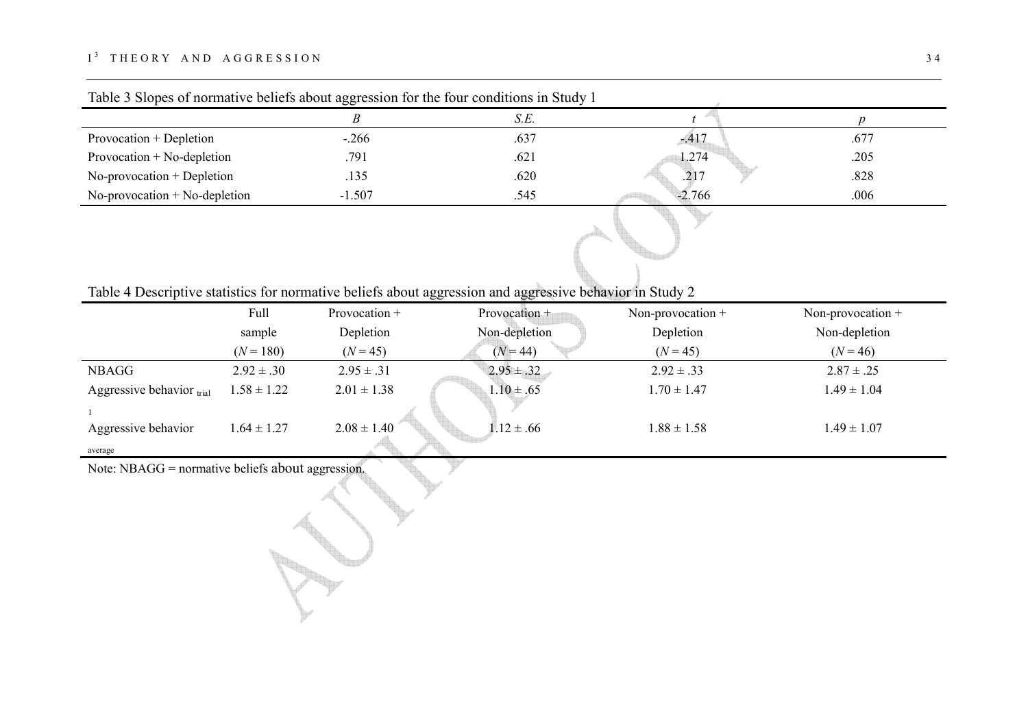Table 3 Slopes of normative beliefs about aggression for the four conditions in Study 1

| | *B* | *S.E.* | *t* | *p* |
|---|---|---|---|---|
| Provocation + Depletion | -.266 | .637 | -.417 | .677 |
| Provocation + No-depletion | .791 | .621 | 1.274 | .205 |
| No-provocation + Depletion | .135 | .620 | .217 | .828 |
| No-provocation + No-depletion | -1.507 | .545 | -2.766 | .006 |

Table 4 Descriptive statistics for normative beliefs about aggression and aggressive behavior in Study 2

| | Full sample (*N* = 180) | Provocation + Depletion (*N* = 45) | Provocation + Non-depletion (*N* = 44) | Non-provocation + Depletion (*N* = 45) | Non-provocation + Non-depletion (*N* = 46) |
|---|---|---|---|---|---|
| NBAGG | 2.92 ± .30 | 2.95 ± .31 | 2.95 ± .32 | 2.92 ± .33 | 2.87 ± .25 |
| Aggressive behavior $_{\text{trial 1}}$ | 1.58 ± 1.22 | 2.01 ± 1.38 | 1.10 ± .65 | 1.70 ± 1.47 | 1.49 ± 1.04 |
| Aggressive behavior $_{\text{average}}$ | 1.64 ± 1.27 | 2.08 ± 1.40 | 1.12 ± .66 | 1.88 ± 1.58 | 1.49 ± 1.07 |

Note: NBAGG = normative beliefs about aggression.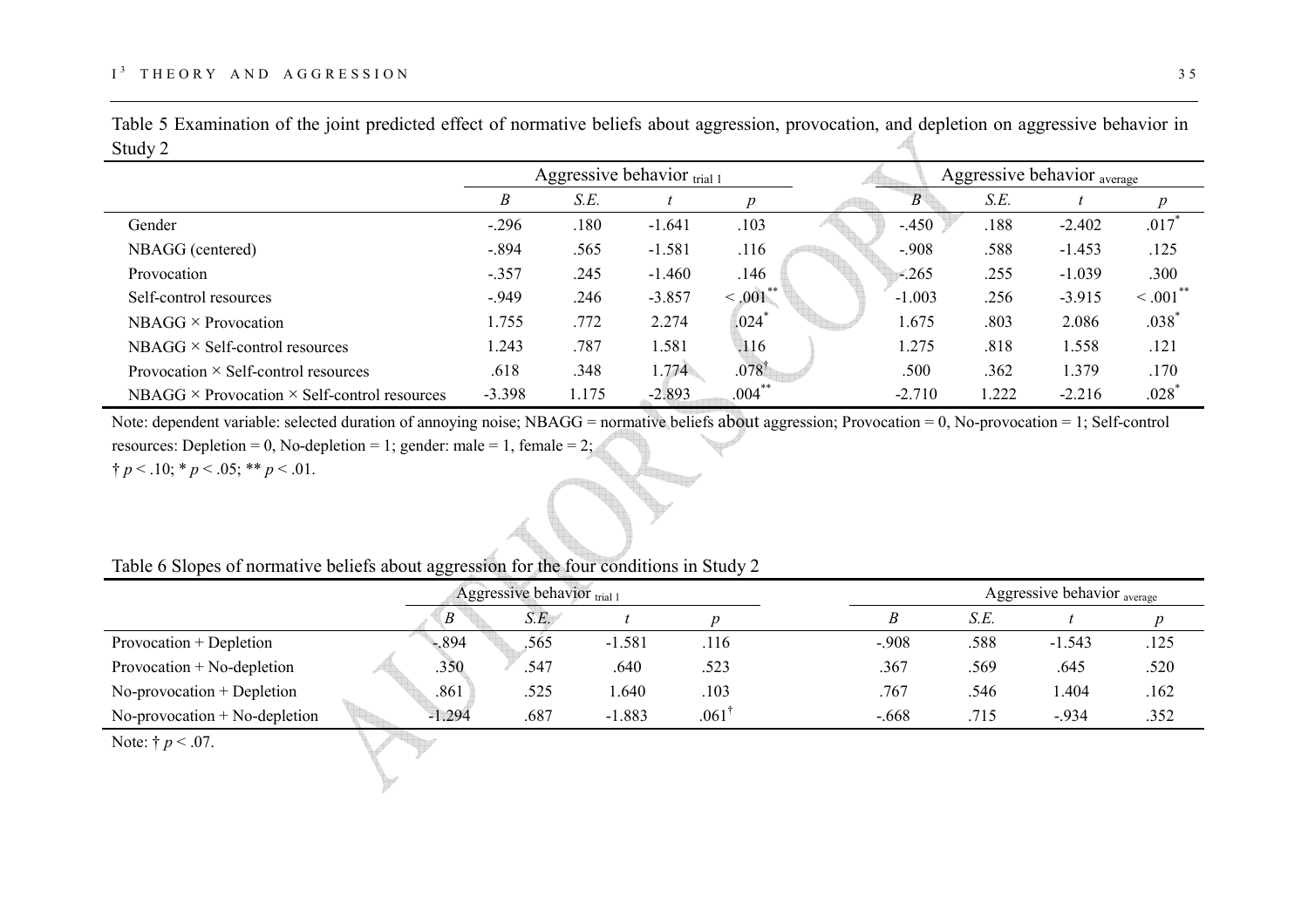Table 5 Examination of the joint predicted effect of normative beliefs about aggression, provocation, and depletion on aggressive behavior in Study 2

| | Aggressive behavior $_{\text{trial 1}}$ | | | | Aggressive behavior $_{\text{average}}$ | | | |
|---|---|---|---|---|---|---|---|---|
| | *B* | *S.E.* | *t* | *p* | *B* | *S.E.* | *t* | *p* |
| Gender | -.296 | .180 | -1.641 | .103 | -.450 | .188 | -2.402 | .017* |
| NBAGG (centered) | -.894 | .565 | -1.581 | .116 | -.908 | .588 | -1.453 | .125 |
| Provocation | -.357 | .245 | -1.460 | .146 | -.265 | .255 | -1.039 | .300 |
| Self-control resources | -.949 | .246 | -3.857 | < .001** | -1.003 | .256 | -3.915 | < .001** |
| NBAGG × Provocation | 1.755 | .772 | 2.274 | .024* | 1.675 | .803 | 2.086 | .038* |
| NBAGG × Self-control resources | 1.243 | .787 | 1.581 | .116 | 1.275 | .818 | 1.558 | .121 |
| Provocation × Self-control resources | .618 | .348 | 1.774 | .078† | .500 | .362 | 1.379 | .170 |
| NBAGG × Provocation × Self-control resources | -3.398 | 1.175 | -2.893 | .004** | -2.710 | 1.222 | -2.216 | .028* |

Note: dependent variable: selected duration of annoying noise; NBAGG = normative beliefs about aggression; Provocation = 0, No-provocation = 1; Self-control resources: Depletion = 0, No-depletion = 1; gender: male = 1, female = 2;
† $p < .10$; * $p < .05$; ** $p < .01$.

Table 6 Slopes of normative beliefs about aggression for the four conditions in Study 2

| | Aggressive behavior $_{\text{trial 1}}$ | | | | Aggressive behavior $_{\text{average}}$ | | | |
|---|---|---|---|---|---|---|---|---|
| | *B* | *S.E.* | *t* | *p* | *B* | *S.E.* | *t* | *p* |
| Provocation + Depletion | -.894 | .565 | -1.581 | .116 | -.908 | .588 | -1.543 | .125 |
| Provocation + No-depletion | .350 | .547 | .640 | .523 | .367 | .569 | .645 | .520 |
| No-provocation + Depletion | .861 | .525 | 1.640 | .103 | .767 | .546 | 1.404 | .162 |
| No-provocation + No-depletion | -1.294 | .687 | -1.883 | .061† | -.668 | .715 | -.934 | .352 |

Note: † $p < .07$.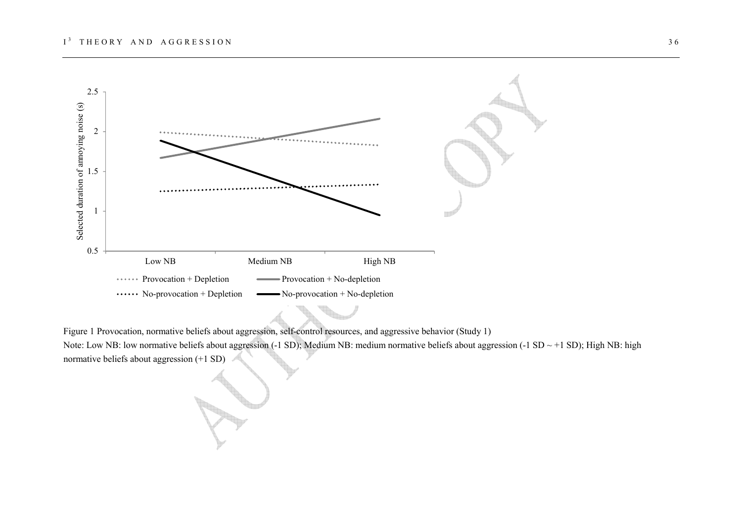Figure 1 Provocation, normative beliefs about aggression, self-control resources, and aggressive behavior (Study 1)

Note: Low NB: low normative beliefs about aggression (-1 SD); Medium NB: medium normative beliefs about aggression (-1 SD ~ +1 SD); High NB: high normative beliefs about aggression (+1 SD)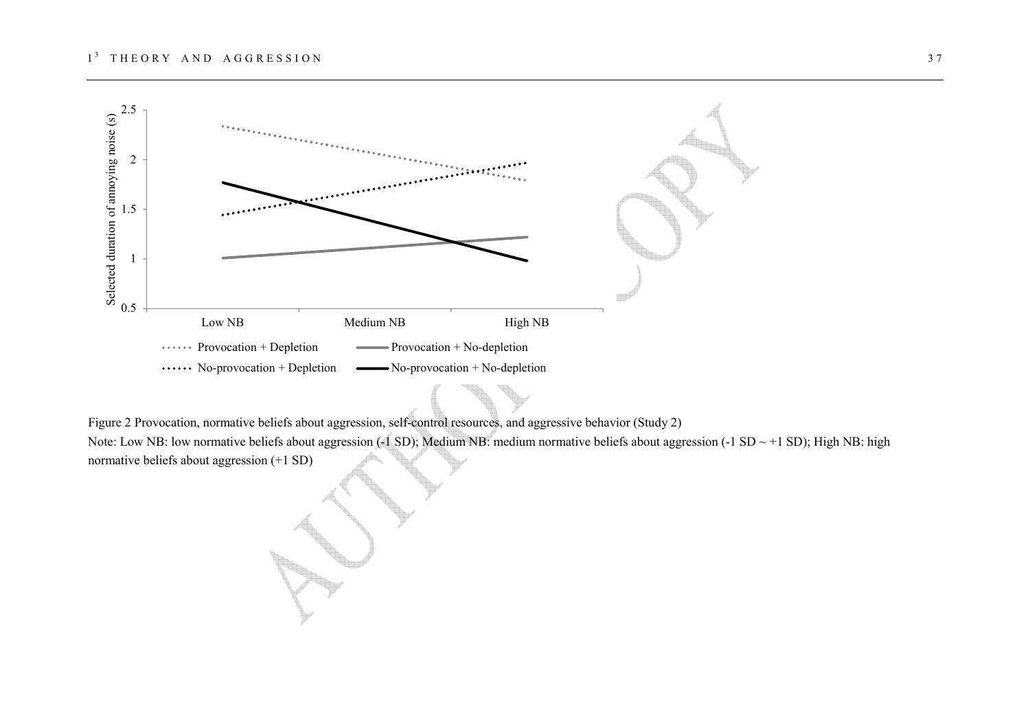Figure 2 Provocation, normative beliefs about aggression, self-control resources, and aggressive behavior (Study 2)

Note: Low NB: low normative beliefs about aggression (-1 SD); Medium NB: medium normative beliefs about aggression (-1 SD ~ +1 SD); High NB: high normative beliefs about aggression (+1 SD)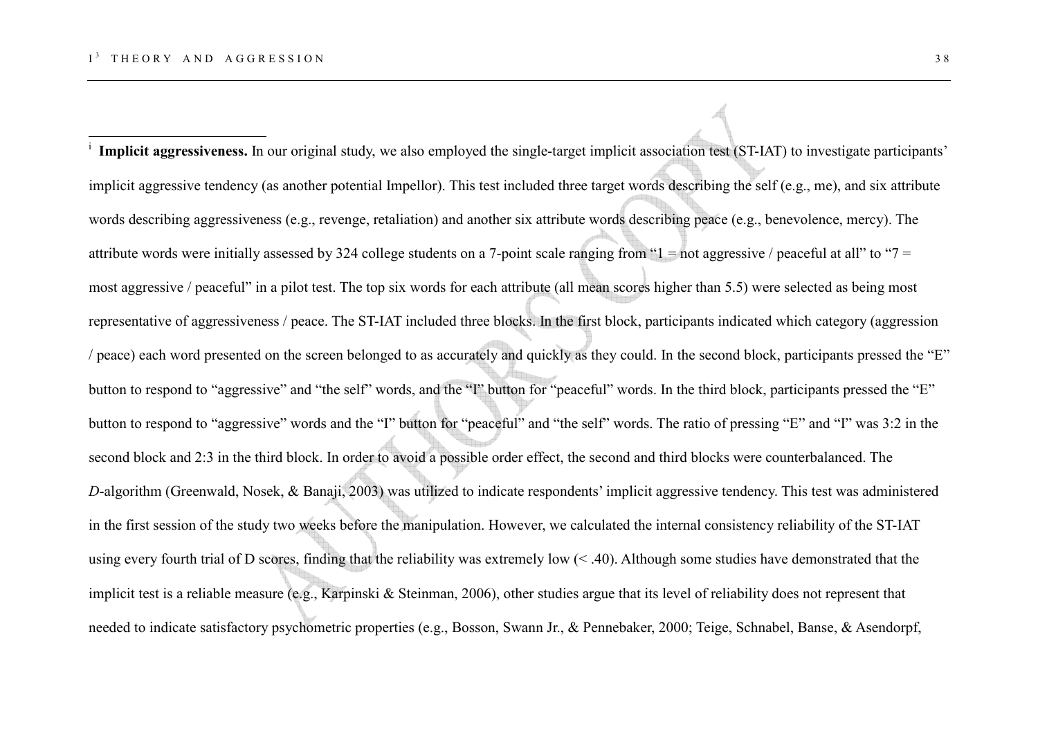[i] **Implicit aggressiveness.** In our original study, we also employed the single-target implicit association test (ST-IAT) to investigate participants' implicit aggressive tendency (as another potential Impellor). This test included three target words describing the self (e.g., me), and six attribute words describing aggressiveness (e.g., revenge, retaliation) and another six attribute words describing peace (e.g., benevolence, mercy). The attribute words were initially assessed by 324 college students on a 7-point scale ranging from "1 = not aggressive / peaceful at all" to "7 = most aggressive / peaceful" in a pilot test. The top six words for each attribute (all mean scores higher than 5.5) were selected as being most representative of aggressiveness / peace. The ST-IAT included three blocks. In the first block, participants indicated which category (aggression / peace) each word presented on the screen belonged to as accurately and quickly as they could. In the second block, participants pressed the "E" button to respond to "aggressive" and "the self" words, and the "I" button for "peaceful" words. In the third block, participants pressed the "E" button to respond to "aggressive" words and the "I" button for "peaceful" and "the self" words. The ratio of pressing "E" and "I" was 3:2 in the second block and 2:3 in the third block. In order to avoid a possible order effect, the second and third blocks were counterbalanced. The *D*-algorithm (Greenwald, Nosek, & Banaji, 2003) was utilized to indicate respondents' implicit aggressive tendency. This test was administered in the first session of the study two weeks before the manipulation. However, we calculated the internal consistency reliability of the ST-IAT using every fourth trial of D scores, finding that the reliability was extremely low (< .40). Although some studies have demonstrated that the implicit test is a reliable measure (e.g., Karpinski & Steinman, 2006), other studies argue that its level of reliability does not represent that needed to indicate satisfactory psychometric properties (e.g., Bosson, Swann Jr., & Pennebaker, 2000; Teige, Schnabel, Banse, & Asendorpf,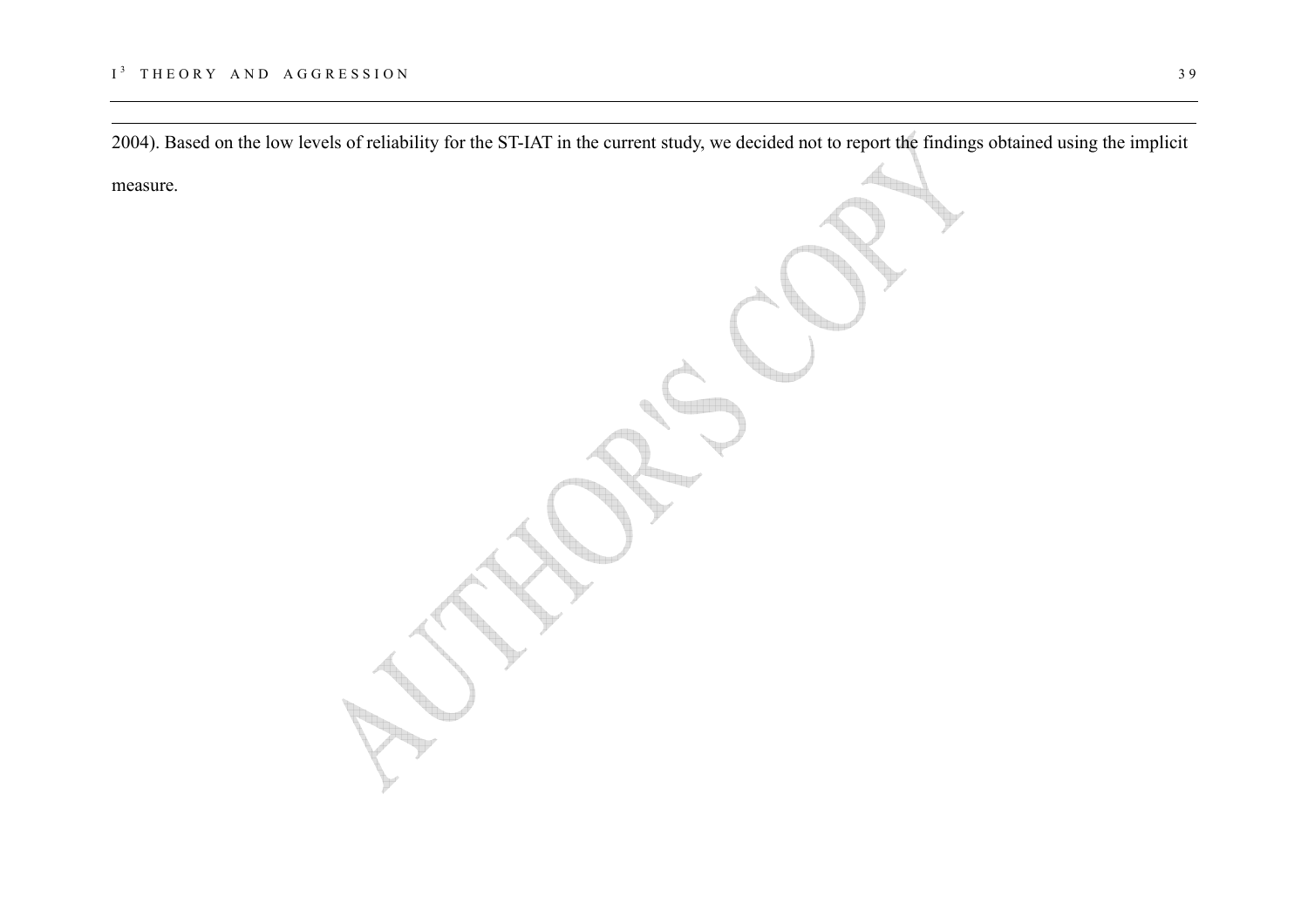2004). Based on the low levels of reliability for the ST-IAT in the current study, we decided not to report the findings obtained using the implicit measure.